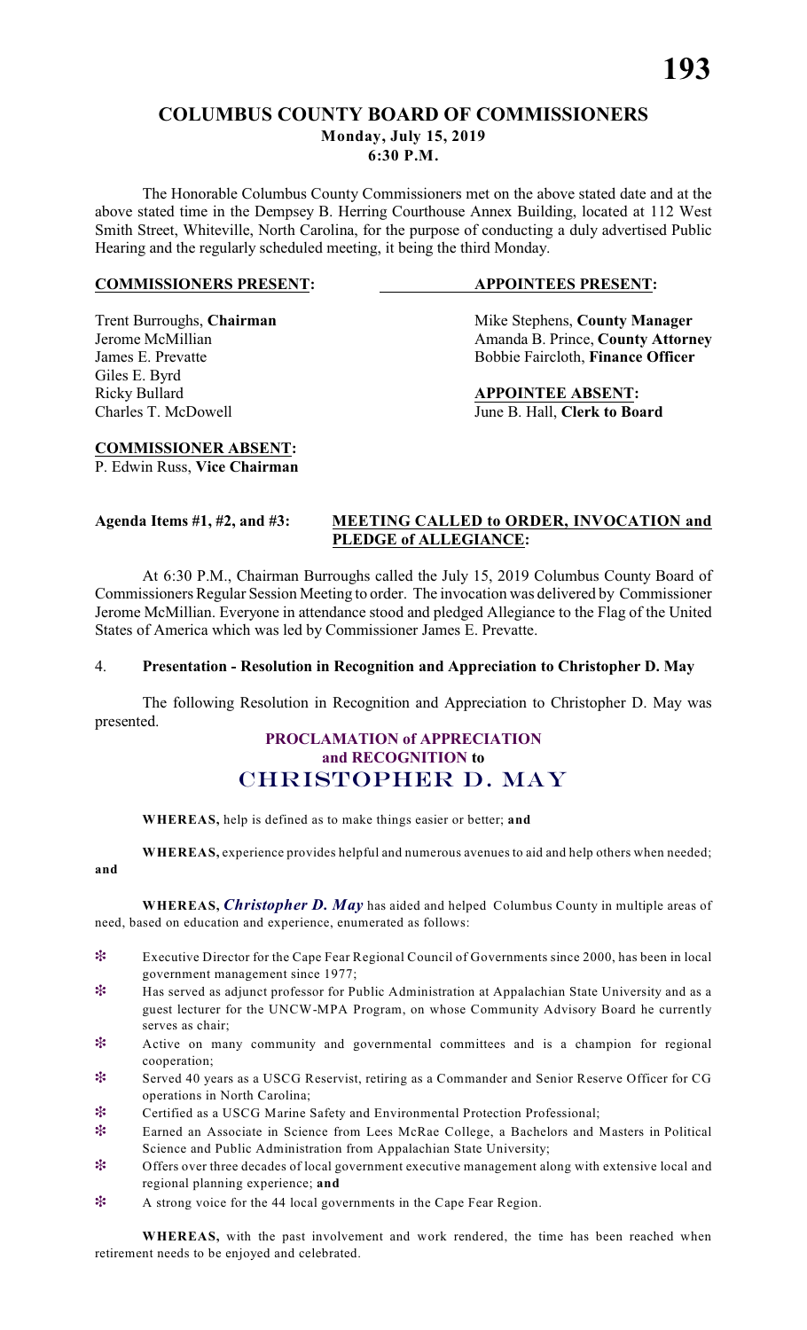# COLUMBUS COUNTY BOARD OF COMMISSIONERS

**Monday, July 15, 2019**

**6:30 P.M.**

The Honorable Columbus County Commissioners met on the above stated date and at the above stated time in the Dempsey B. Herring Courthouse Annex Building, located at 112 West Smith Street, Whiteville, North Carolina, for the purpose of conducting a duly advertised Public Hearing and the regularly scheduled meeting, it being the third Monday.

**COMMISSIONERS PRESENT:**

Trent Burroughs, **Chairman**
Jerome McMillian
James E. Prevatte
Giles E. Byrd
Ricky Bullard
Charles T. McDowell

**COMMISSIONER ABSENT:**
P. Edwin Russ, **Vice Chairman**

**APPOINTEES PRESENT:**

Mike Stephens, **County Manager**
Amanda B. Prince, **County Attorney**
Bobbie Faircloth, **Finance Officer**

**APPOINTEE ABSENT:**
June B. Hall, **Clerk to Board**

**Agenda Items #1, #2, and #3:** **MEETING CALLED to ORDER, INVOCATION and PLEDGE of ALLEGIANCE:**

At 6:30 P.M., Chairman Burroughs called the July 15, 2019 Columbus County Board of Commissioners Regular Session Meeting to order. The invocation was delivered by Commissioner Jerome McMillian. Everyone in attendance stood and pledged Allegiance to the Flag of the United States of America which was led by Commissioner James E. Prevatte.

4. **Presentation - Resolution in Recognition and Appreciation to Christopher D. May**

The following Resolution in Recognition and Appreciation to Christopher D. May was presented.

**PROCLAMATION of APPRECIATION and RECOGNITION to**

**CHRISTOPHER D. MAY**

**WHEREAS,** help is defined as to make things easier or better; **and**

**WHEREAS,** experience provides helpful and numerous avenues to aid and help others when needed; **and**

**WHEREAS,** ***Christopher D. May*** has aided and helped Columbus County in multiple areas of need, based on education and experience, enumerated as follows:

- Executive Director for the Cape Fear Regional Council of Governments since 2000, has been in local government management since 1977;
- Has served as adjunct professor for Public Administration at Appalachian State University and as a guest lecturer for the UNCW-MPA Program, on whose Community Advisory Board he currently serves as chair;
- Active on many community and governmental committees and is a champion for regional cooperation;
- Served 40 years as a USCG Reservist, retiring as a Commander and Senior Reserve Officer for CG operations in North Carolina;
- Certified as a USCG Marine Safety and Environmental Protection Professional;
- Earned an Associate in Science from Lees McRae College, a Bachelors and Masters in Political Science and Public Administration from Appalachian State University;
- Offers over three decades of local government executive management along with extensive local and regional planning experience; **and**
- A strong voice for the 44 local governments in the Cape Fear Region.

**WHEREAS,** with the past involvement and work rendered, the time has been reached when retirement needs to be enjoyed and celebrated.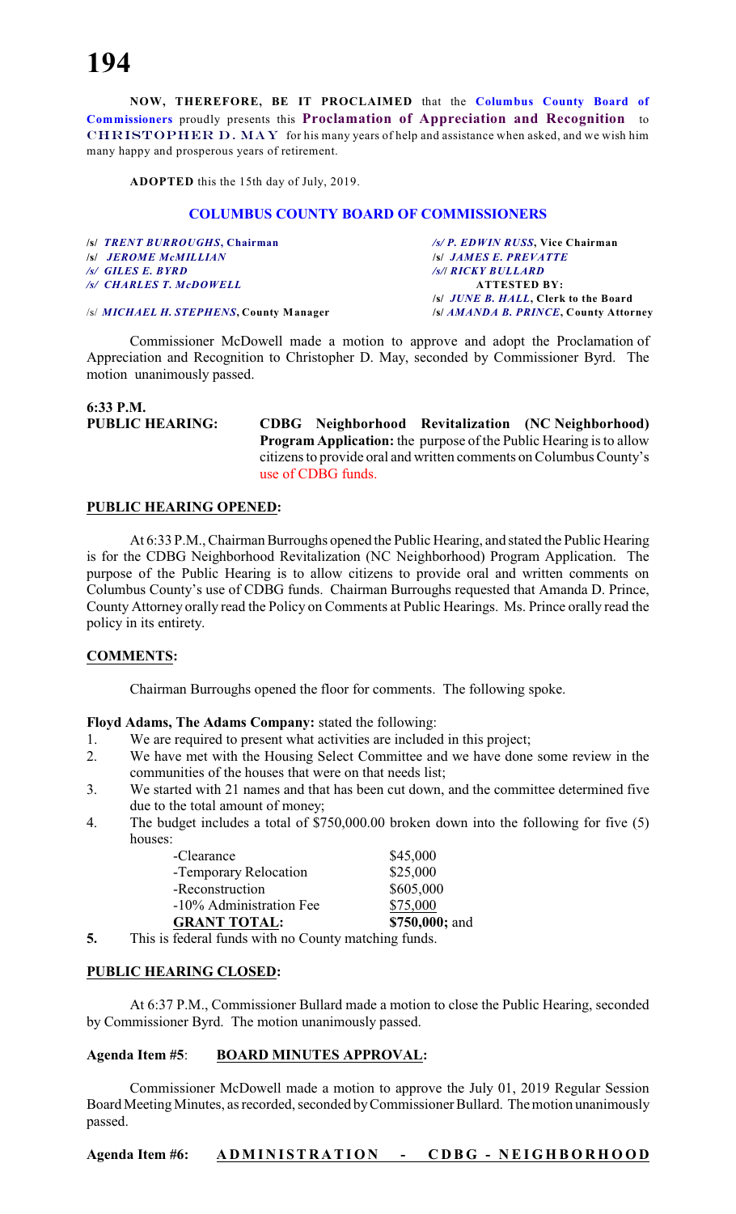**NOW, THEREFORE, BE IT PROCLAIMED** that the **Columbus County Board of Commissioners** proudly presents this **Proclamation of Appreciation and Recognition** to **CHRISTOPHER D. MAY** for his many years of help and assistance when asked, and we wish him many happy and prosperous years of retirement.

**ADOPTED** this the 15th day of July, 2019.

## COLUMBUS COUNTY BOARD OF COMMISSIONERS

| | |
|---|---|
| **/s/ *TRENT BURROUGHS*, Chairman** | ***/s/ P. EDWIN RUSS*, Vice Chairman** |
| **/s/ *JEROME McMILLIAN*** | **/s/ *JAMES E. PREVATTE*** |
| ***/s/ GILES E. BYRD*** | ***/s/l RICKY BULLARD*** |
| ***/s/ CHARLES T. McDOWELL*** | **ATTESTED BY:** |
| | **/s/ *JUNE B. HALL*, Clerk to the Board** |
| /s/ ***MICHAEL H. STEPHENS*, County Manager** | **/s/ *AMANDA B. PRINCE*, County Attorney** |

Commissioner McDowell made a motion to approve and adopt the Proclamation of Appreciation and Recognition to Christopher D. May, seconded by Commissioner Byrd. The motion unanimously passed.

**6:33 P.M.**
**PUBLIC HEARING:** **CDBG Neighborhood Revitalization (NC Neighborhood) Program Application:** the purpose of the Public Hearing is to allow citizens to provide oral and written comments on Columbus County's use of CDBG funds.

**PUBLIC HEARING OPENED:**

At 6:33 P.M., Chairman Burroughs opened the Public Hearing, and stated the Public Hearing is for the CDBG Neighborhood Revitalization (NC Neighborhood) Program Application. The purpose of the Public Hearing is to allow citizens to provide oral and written comments on Columbus County's use of CDBG funds. Chairman Burroughs requested that Amanda D. Prince, County Attorney orally read the Policy on Comments at Public Hearings. Ms. Prince orally read the policy in its entirety.

**COMMENTS:**

Chairman Burroughs opened the floor for comments. The following spoke.

**Floyd Adams, The Adams Company:** stated the following:

1. We are required to present what activities are included in this project;
2. We have met with the Housing Select Committee and we have done some review in the communities of the houses that were on that needs list;
3. We started with 21 names and that has been cut down, and the committee determined five due to the total amount of money;
4. The budget includes a total of $750,000.00 broken down into the following for five (5) houses:

| | |
|---|---|
| -Clearance | $45,000 |
| -Temporary Relocation | $25,000 |
| -Reconstruction | $605,000 |
| -10% Administration Fee | $75,000 |
| **GRANT TOTAL:** | **$750,000;** and |

**5.** This is federal funds with no County matching funds.

**PUBLIC HEARING CLOSED:**

At 6:37 P.M., Commissioner Bullard made a motion to close the Public Hearing, seconded by Commissioner Byrd. The motion unanimously passed.

**Agenda Item #5**: **BOARD MINUTES APPROVAL:**

Commissioner McDowell made a motion to approve the July 01, 2019 Regular Session Board Meeting Minutes, as recorded, seconded by Commissioner Bullard. The motion unanimously passed.

**Agenda Item #6: ADMINISTRATION - CDBG - NEIGHBORHOOD**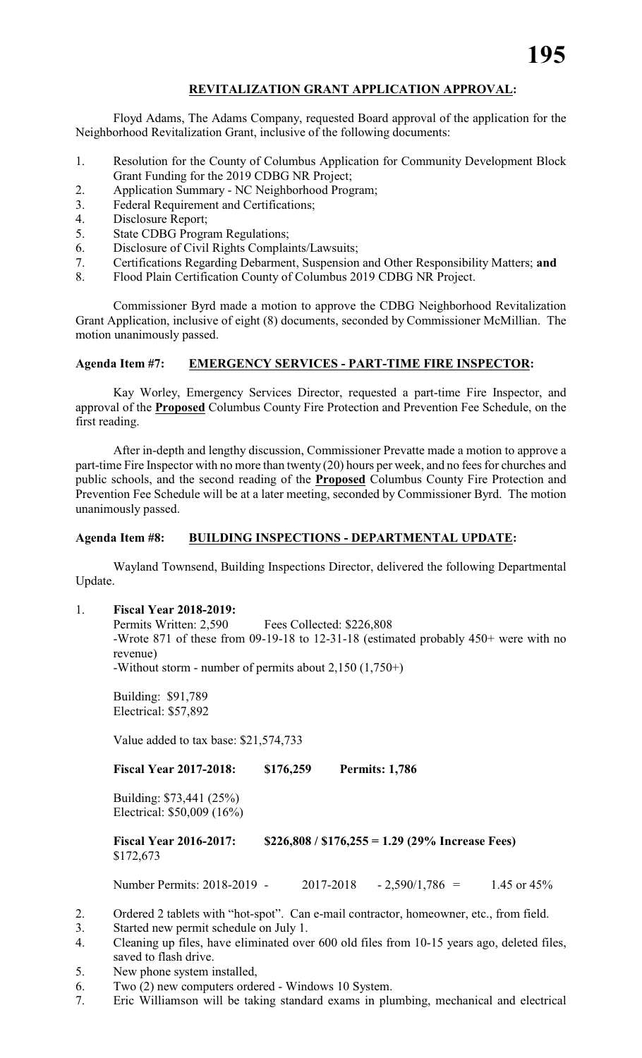**REVITALIZATION GRANT APPLICATION APPROVAL:**

Floyd Adams, The Adams Company, requested Board approval of the application for the Neighborhood Revitalization Grant, inclusive of the following documents:

1. Resolution for the County of Columbus Application for Community Development Block Grant Funding for the 2019 CDBG NR Project;
2. Application Summary - NC Neighborhood Program;
3. Federal Requirement and Certifications;
4. Disclosure Report;
5. State CDBG Program Regulations;
6. Disclosure of Civil Rights Complaints/Lawsuits;
7. Certifications Regarding Debarment, Suspension and Other Responsibility Matters; **and**
8. Flood Plain Certification County of Columbus 2019 CDBG NR Project.

Commissioner Byrd made a motion to approve the CDBG Neighborhood Revitalization Grant Application, inclusive of eight (8) documents, seconded by Commissioner McMillian. The motion unanimously passed.

**Agenda Item #7: EMERGENCY SERVICES - PART-TIME FIRE INSPECTOR:**

Kay Worley, Emergency Services Director, requested a part-time Fire Inspector, and approval of the **Proposed** Columbus County Fire Protection and Prevention Fee Schedule, on the first reading.

After in-depth and lengthy discussion, Commissioner Prevatte made a motion to approve a part-time Fire Inspector with no more than twenty (20) hours per week, and no fees for churches and public schools, and the second reading of the **Proposed** Columbus County Fire Protection and Prevention Fee Schedule will be at a later meeting, seconded by Commissioner Byrd. The motion unanimously passed.

**Agenda Item #8: BUILDING INSPECTIONS - DEPARTMENTAL UPDATE:**

Wayland Townsend, Building Inspections Director, delivered the following Departmental Update.

1. **Fiscal Year 2018-2019:**
   Permits Written: 2,590 Fees Collected: $226,808
   -Wrote 871 of these from 09-19-18 to 12-31-18 (estimated probably 450+ were with no revenue)
   -Without storm - number of permits about 2,150 (1,750+)

   Building: $91,789
   Electrical: $57,892

   Value added to tax base: $21,574,733

   **Fiscal Year 2017-2018: $176,259 Permits: 1,786**

   Building: $73,441 (25%)
   Electrical: $50,009 (16%)

   **Fiscal Year 2016-2017: $226,808 / $176,255 = 1.29 (29% Increase Fees)**
   $172,673

   Number Permits: 2018-2019 - 2017-2018 - 2,590/1,786 = 1.45 or 45%

2. Ordered 2 tablets with "hot-spot". Can e-mail contractor, homeowner, etc., from field.
3. Started new permit schedule on July 1.
4. Cleaning up files, have eliminated over 600 old files from 10-15 years ago, deleted files, saved to flash drive.
5. New phone system installed,
6. Two (2) new computers ordered - Windows 10 System.
7. Eric Williamson will be taking standard exams in plumbing, mechanical and electrical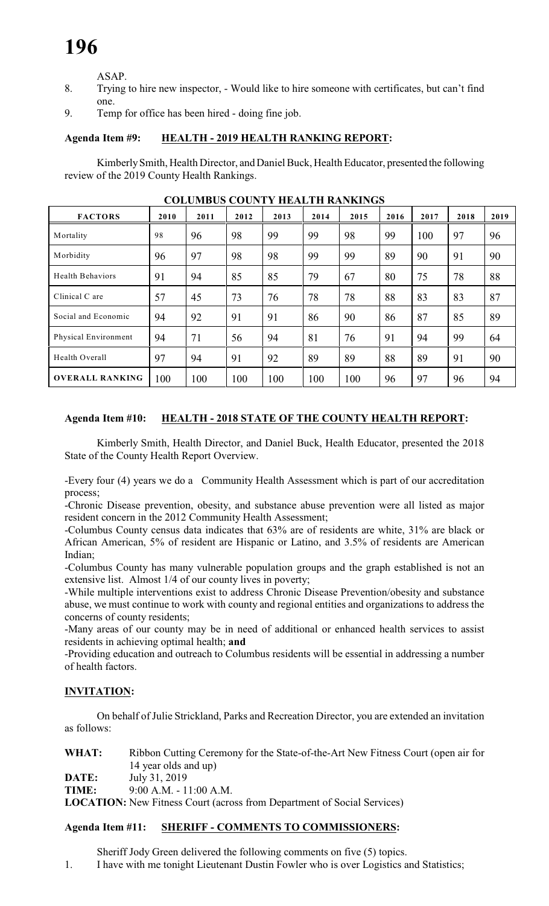ASAP.

8. Trying to hire new inspector, - Would like to hire someone with certificates, but can't find one.
9. Temp for office has been hired - doing fine job.

**Agenda Item #9: HEALTH - 2019 HEALTH RANKING REPORT:**

Kimberly Smith, Health Director, and Daniel Buck, Health Educator, presented the following review of the 2019 County Health Rankings.

**COLUMBUS COUNTY HEALTH RANKINGS**

| FACTORS | 2010 | 2011 | 2012 | 2013 | 2014 | 2015 | 2016 | 2017 | 2018 | 2019 |
|---|---|---|---|---|---|---|---|---|---|---|
| Mortality | 98 | 96 | 98 | 99 | 99 | 98 | 99 | 100 | 97 | 96 |
| Morbidity | 96 | 97 | 98 | 98 | 99 | 99 | 89 | 90 | 91 | 90 |
| Health Behaviors | 91 | 94 | 85 | 85 | 79 | 67 | 80 | 75 | 78 | 88 |
| Clinical C are | 57 | 45 | 73 | 76 | 78 | 78 | 88 | 83 | 83 | 87 |
| Social and Economic | 94 | 92 | 91 | 91 | 86 | 90 | 86 | 87 | 85 | 89 |
| Physical Environment | 94 | 71 | 56 | 94 | 81 | 76 | 91 | 94 | 99 | 64 |
| Health Overall | 97 | 94 | 91 | 92 | 89 | 89 | 88 | 89 | 91 | 90 |
| **OVERALL RANKING** | 100 | 100 | 100 | 100 | 100 | 100 | 96 | 97 | 96 | 94 |

**Agenda Item #10: HEALTH - 2018 STATE OF THE COUNTY HEALTH REPORT:**

Kimberly Smith, Health Director, and Daniel Buck, Health Educator, presented the 2018 State of the County Health Report Overview.

-Every four (4) years we do a Community Health Assessment which is part of our accreditation process;

-Chronic Disease prevention, obesity, and substance abuse prevention were all listed as major resident concern in the 2012 Community Health Assessment;

-Columbus County census data indicates that 63% are of residents are white, 31% are black or African American, 5% of resident are Hispanic or Latino, and 3.5% of residents are American Indian;

-Columbus County has many vulnerable population groups and the graph established is not an extensive list. Almost 1/4 of our county lives in poverty;

-While multiple interventions exist to address Chronic Disease Prevention/obesity and substance abuse, we must continue to work with county and regional entities and organizations to address the concerns of county residents;

-Many areas of our county may be in need of additional or enhanced health services to assist residents in achieving optimal health; **and**

-Providing education and outreach to Columbus residents will be essential in addressing a number of health factors.

**INVITATION:**

On behalf of Julie Strickland, Parks and Recreation Director, you are extended an invitation as follows:

**WHAT:** Ribbon Cutting Ceremony for the State-of-the-Art New Fitness Court (open air for 14 year olds and up)
**DATE:** July 31, 2019
**TIME:** 9:00 A.M. - 11:00 A.M.
**LOCATION:** New Fitness Court (across from Department of Social Services)

**Agenda Item #11: SHERIFF - COMMENTS TO COMMISSIONERS:**

Sheriff Jody Green delivered the following comments on five (5) topics.

1. I have with me tonight Lieutenant Dustin Fowler who is over Logistics and Statistics;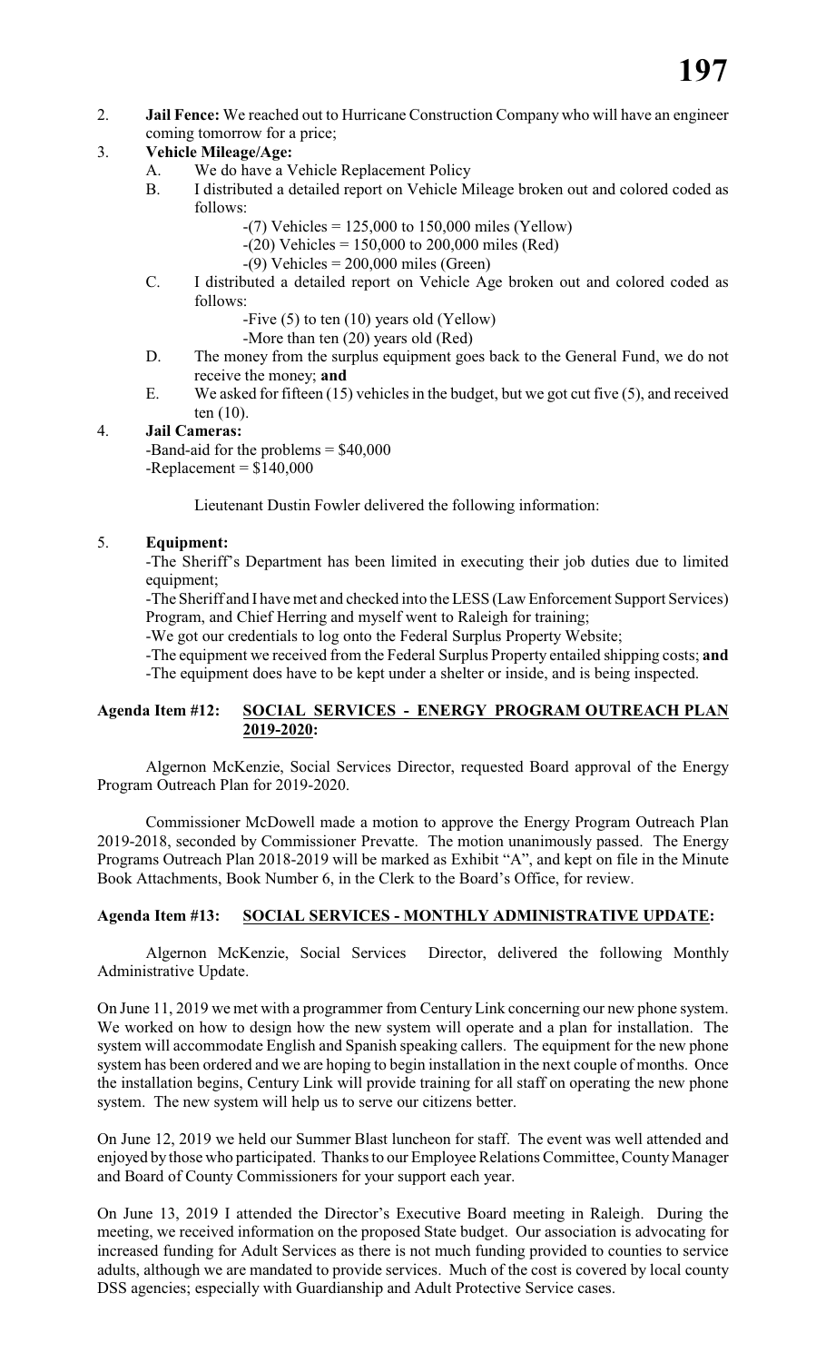2. **Jail Fence:** We reached out to Hurricane Construction Company who will have an engineer coming tomorrow for a price;

3. **Vehicle Mileage/Age:**
   - A. We do have a Vehicle Replacement Policy
   - B. I distributed a detailed report on Vehicle Mileage broken out and colored coded as follows:
     - -(7) Vehicles = 125,000 to 150,000 miles (Yellow)
     - -(20) Vehicles = 150,000 to 200,000 miles (Red)
     - -(9) Vehicles = 200,000 miles (Green)
   - C. I distributed a detailed report on Vehicle Age broken out and colored coded as follows:
     - -Five (5) to ten (10) years old (Yellow)
     - -More than ten (20) years old (Red)
   - D. The money from the surplus equipment goes back to the General Fund, we do not receive the money; **and**
   - E. We asked for fifteen (15) vehicles in the budget, but we got cut five (5), and received ten (10).

4. **Jail Cameras:**

   -Band-aid for the problems = $40,000
   -Replacement = $140,000

Lieutenant Dustin Fowler delivered the following information:

5. **Equipment:**

   -The Sheriff's Department has been limited in executing their job duties due to limited equipment;

   -The Sheriff and I have met and checked into the LESS (Law Enforcement Support Services) Program, and Chief Herring and myself went to Raleigh for training;

   -We got our credentials to log onto the Federal Surplus Property Website;

   -The equipment we received from the Federal Surplus Property entailed shipping costs; **and**

   -The equipment does have to be kept under a shelter or inside, and is being inspected.

**Agenda Item #12: SOCIAL SERVICES - ENERGY PROGRAM OUTREACH PLAN 2019-2020:**

Algernon McKenzie, Social Services Director, requested Board approval of the Energy Program Outreach Plan for 2019-2020.

Commissioner McDowell made a motion to approve the Energy Program Outreach Plan 2019-2018, seconded by Commissioner Prevatte. The motion unanimously passed. The Energy Programs Outreach Plan 2018-2019 will be marked as Exhibit "A", and kept on file in the Minute Book Attachments, Book Number 6, in the Clerk to the Board's Office, for review.

**Agenda Item #13: SOCIAL SERVICES - MONTHLY ADMINISTRATIVE UPDATE:**

Algernon McKenzie, Social Services Director, delivered the following Monthly Administrative Update.

On June 11, 2019 we met with a programmer from Century Link concerning our new phone system. We worked on how to design how the new system will operate and a plan for installation. The system will accommodate English and Spanish speaking callers. The equipment for the new phone system has been ordered and we are hoping to begin installation in the next couple of months. Once the installation begins, Century Link will provide training for all staff on operating the new phone system. The new system will help us to serve our citizens better.

On June 12, 2019 we held our Summer Blast luncheon for staff. The event was well attended and enjoyed by those who participated. Thanks to our Employee Relations Committee, County Manager and Board of County Commissioners for your support each year.

On June 13, 2019 I attended the Director's Executive Board meeting in Raleigh. During the meeting, we received information on the proposed State budget. Our association is advocating for increased funding for Adult Services as there is not much funding provided to counties to service adults, although we are mandated to provide services. Much of the cost is covered by local county DSS agencies; especially with Guardianship and Adult Protective Service cases.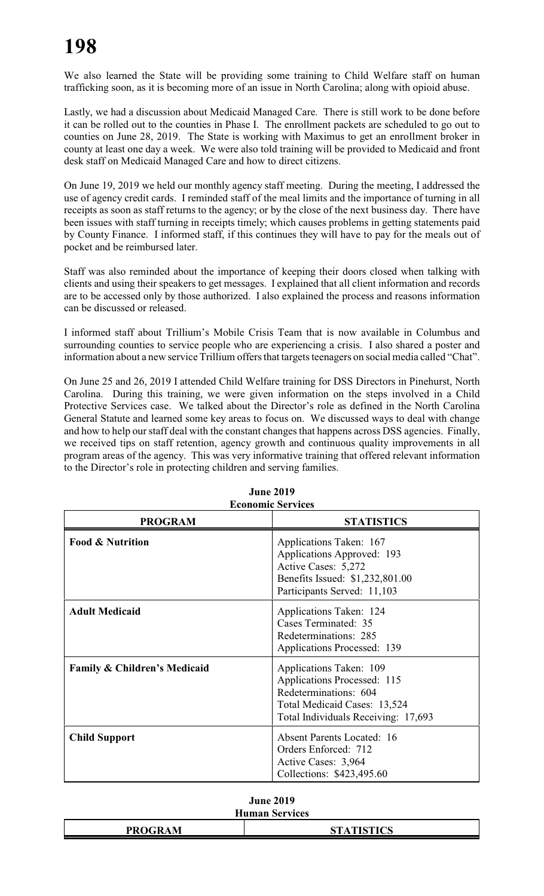We also learned the State will be providing some training to Child Welfare staff on human trafficking soon, as it is becoming more of an issue in North Carolina; along with opioid abuse.

Lastly, we had a discussion about Medicaid Managed Care. There is still work to be done before it can be rolled out to the counties in Phase I. The enrollment packets are scheduled to go out to counties on June 28, 2019. The State is working with Maximus to get an enrollment broker in county at least one day a week. We were also told training will be provided to Medicaid and front desk staff on Medicaid Managed Care and how to direct citizens.

On June 19, 2019 we held our monthly agency staff meeting. During the meeting, I addressed the use of agency credit cards. I reminded staff of the meal limits and the importance of turning in all receipts as soon as staff returns to the agency; or by the close of the next business day. There have been issues with staff turning in receipts timely; which causes problems in getting statements paid by County Finance. I informed staff, if this continues they will have to pay for the meals out of pocket and be reimbursed later.

Staff was also reminded about the importance of keeping their doors closed when talking with clients and using their speakers to get messages. I explained that all client information and records are to be accessed only by those authorized. I also explained the process and reasons information can be discussed or released.

I informed staff about Trillium's Mobile Crisis Team that is now available in Columbus and surrounding counties to service people who are experiencing a crisis. I also shared a poster and information about a new service Trillium offers that targets teenagers on social media called "Chat".

On June 25 and 26, 2019 I attended Child Welfare training for DSS Directors in Pinehurst, North Carolina. During this training, we were given information on the steps involved in a Child Protective Services case. We talked about the Director's role as defined in the North Carolina General Statute and learned some key areas to focus on. We discussed ways to deal with change and how to help our staff deal with the constant changes that happens across DSS agencies. Finally, we received tips on staff retention, agency growth and continuous quality improvements in all program areas of the agency. This was very informative training that offered relevant information to the Director's role in protecting children and serving families.

**June 2019**
**Economic Services**

| PROGRAM | STATISTICS |
|---|---|
| **Food & Nutrition** | Applications Taken: 167<br>Applications Approved: 193<br>Active Cases: 5,272<br>Benefits Issued: $1,232,801.00<br>Participants Served: 11,103 |
| **Adult Medicaid** | Applications Taken: 124<br>Cases Terminated: 35<br>Redeterminations: 285<br>Applications Processed: 139 |
| **Family & Children's Medicaid** | Applications Taken: 109<br>Applications Processed: 115<br>Redeterminations: 604<br>Total Medicaid Cases: 13,524<br>Total Individuals Receiving: 17,693 |
| **Child Support** | Absent Parents Located: 16<br>Orders Enforced: 712<br>Active Cases: 3,964<br>Collections: $423,495.60 |

**June 2019**
**Human Services**

| PROGRAM | STATISTICS |
|---|---|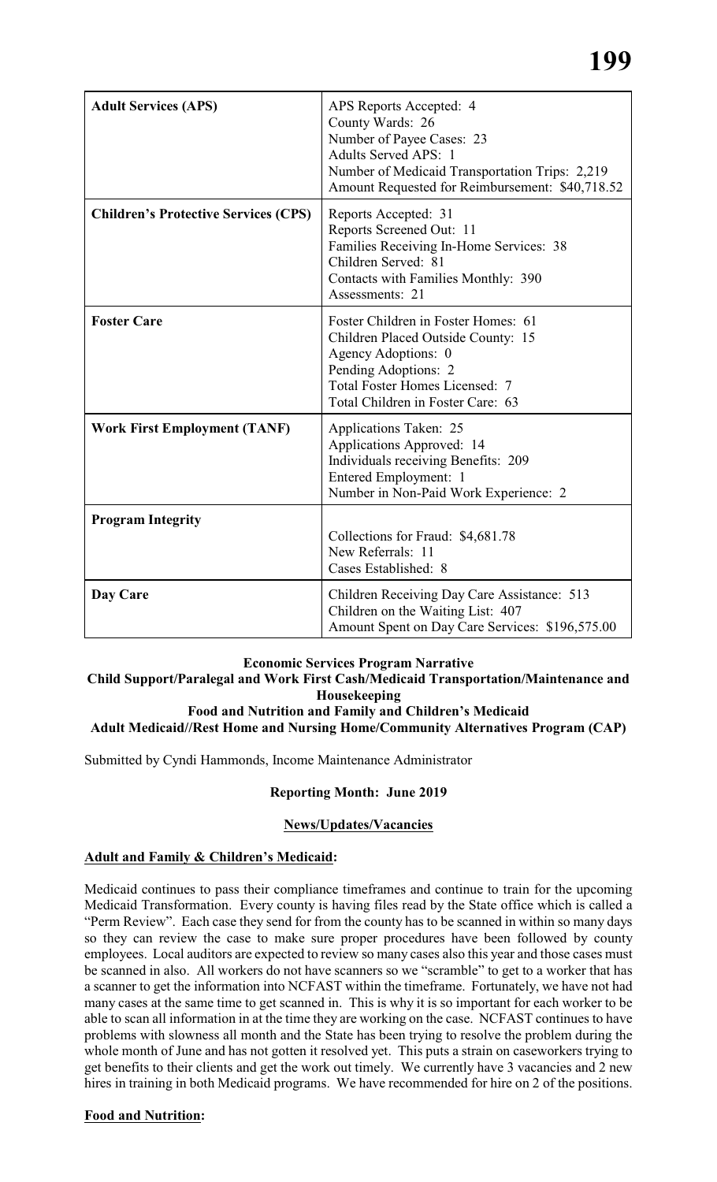| Adult Services (APS) | APS Reports Accepted: 4<br>County Wards: 26<br>Number of Payee Cases: 23<br>Adults Served APS: 1<br>Number of Medicaid Transportation Trips: 2,219<br>Amount Requested for Reimbursement: $40,718.52 |
|---|---|
| **Children's Protective Services (CPS)** | Reports Accepted: 31<br>Reports Screened Out: 11<br>Families Receiving In-Home Services: 38<br>Children Served: 81<br>Contacts with Families Monthly: 390<br>Assessments: 21 |
| **Foster Care** | Foster Children in Foster Homes: 61<br>Children Placed Outside County: 15<br>Agency Adoptions: 0<br>Pending Adoptions: 2<br>Total Foster Homes Licensed: 7<br>Total Children in Foster Care: 63 |
| **Work First Employment (TANF)** | Applications Taken: 25<br>Applications Approved: 14<br>Individuals receiving Benefits: 209<br>Entered Employment: 1<br>Number in Non-Paid Work Experience: 2 |
| **Program Integrity** | Collections for Fraud: $4,681.78<br>New Referrals: 11<br>Cases Established: 8 |
| **Day Care** | Children Receiving Day Care Assistance: 513<br>Children on the Waiting List: 407<br>Amount Spent on Day Care Services: $196,575.00 |

**Economic Services Program Narrative**
**Child Support/Paralegal and Work First Cash/Medicaid Transportation/Maintenance and Housekeeping**
**Food and Nutrition and Family and Children's Medicaid**
**Adult Medicaid//Rest Home and Nursing Home/Community Alternatives Program (CAP)**

Submitted by Cyndi Hammonds, Income Maintenance Administrator

**Reporting Month: June 2019**

**News/Updates/Vacancies**

**Adult and Family & Children's Medicaid:**

Medicaid continues to pass their compliance timeframes and continue to train for the upcoming Medicaid Transformation. Every county is having files read by the State office which is called a "Perm Review". Each case they send for from the county has to be scanned in within so many days so they can review the case to make sure proper procedures have been followed by county employees. Local auditors are expected to review so many cases also this year and those cases must be scanned in also. All workers do not have scanners so we "scramble" to get to a worker that has a scanner to get the information into NCFAST within the timeframe. Fortunately, we have not had many cases at the same time to get scanned in. This is why it is so important for each worker to be able to scan all information in at the time they are working on the case. NCFAST continues to have problems with slowness all month and the State has been trying to resolve the problem during the whole month of June and has not gotten it resolved yet. This puts a strain on caseworkers trying to get benefits to their clients and get the work out timely. We currently have 3 vacancies and 2 new hires in training in both Medicaid programs. We have recommended for hire on 2 of the positions.

**Food and Nutrition:**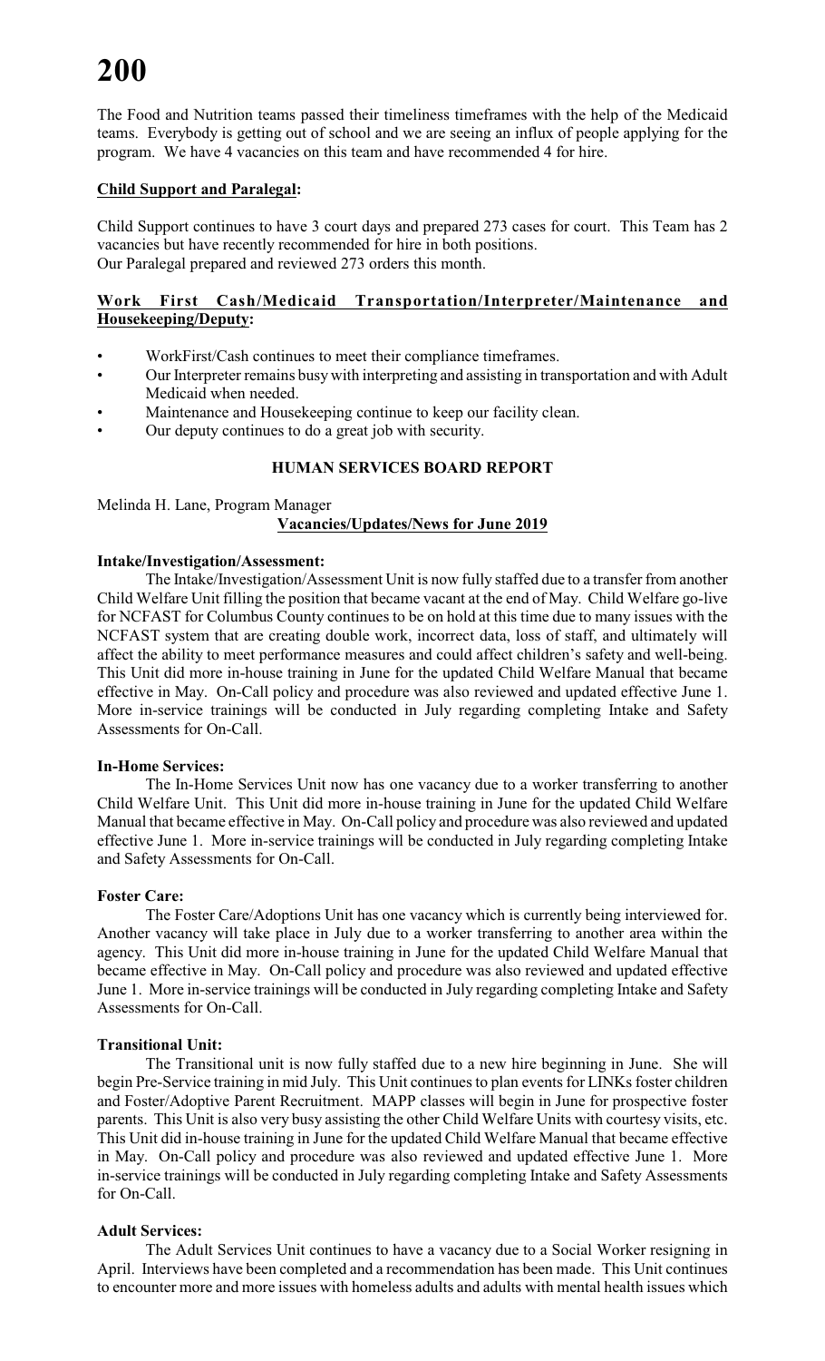The Food and Nutrition teams passed their timeliness timeframes with the help of the Medicaid teams. Everybody is getting out of school and we are seeing an influx of people applying for the program. We have 4 vacancies on this team and have recommended 4 for hire.

**Child Support and Paralegal:**

Child Support continues to have 3 court days and prepared 273 cases for court. This Team has 2 vacancies but have recently recommended for hire in both positions.
Our Paralegal prepared and reviewed 273 orders this month.

**Work First Cash/Medicaid Transportation/Interpreter/Maintenance and Housekeeping/Deputy:**

- WorkFirst/Cash continues to meet their compliance timeframes.
- Our Interpreter remains busy with interpreting and assisting in transportation and with Adult Medicaid when needed.
- Maintenance and Housekeeping continue to keep our facility clean.
- Our deputy continues to do a great job with security.

## HUMAN SERVICES BOARD REPORT

Melinda H. Lane, Program Manager

**Vacancies/Updates/News for June 2019**

**Intake/Investigation/Assessment:**

The Intake/Investigation/Assessment Unit is now fully staffed due to a transfer from another Child Welfare Unit filling the position that became vacant at the end of May. Child Welfare go-live for NCFAST for Columbus County continues to be on hold at this time due to many issues with the NCFAST system that are creating double work, incorrect data, loss of staff, and ultimately will affect the ability to meet performance measures and could affect children's safety and well-being. This Unit did more in-house training in June for the updated Child Welfare Manual that became effective in May. On-Call policy and procedure was also reviewed and updated effective June 1. More in-service trainings will be conducted in July regarding completing Intake and Safety Assessments for On-Call.

**In-Home Services:**

The In-Home Services Unit now has one vacancy due to a worker transferring to another Child Welfare Unit. This Unit did more in-house training in June for the updated Child Welfare Manual that became effective in May. On-Call policy and procedure was also reviewed and updated effective June 1. More in-service trainings will be conducted in July regarding completing Intake and Safety Assessments for On-Call.

**Foster Care:**

The Foster Care/Adoptions Unit has one vacancy which is currently being interviewed for. Another vacancy will take place in July due to a worker transferring to another area within the agency. This Unit did more in-house training in June for the updated Child Welfare Manual that became effective in May. On-Call policy and procedure was also reviewed and updated effective June 1. More in-service trainings will be conducted in July regarding completing Intake and Safety Assessments for On-Call.

**Transitional Unit:**

The Transitional unit is now fully staffed due to a new hire beginning in June. She will begin Pre-Service training in mid July. This Unit continues to plan events for LINKs foster children and Foster/Adoptive Parent Recruitment. MAPP classes will begin in June for prospective foster parents. This Unit is also very busy assisting the other Child Welfare Units with courtesy visits, etc. This Unit did in-house training in June for the updated Child Welfare Manual that became effective in May. On-Call policy and procedure was also reviewed and updated effective June 1. More in-service trainings will be conducted in July regarding completing Intake and Safety Assessments for On-Call.

**Adult Services:**

The Adult Services Unit continues to have a vacancy due to a Social Worker resigning in April. Interviews have been completed and a recommendation has been made. This Unit continues to encounter more and more issues with homeless adults and adults with mental health issues which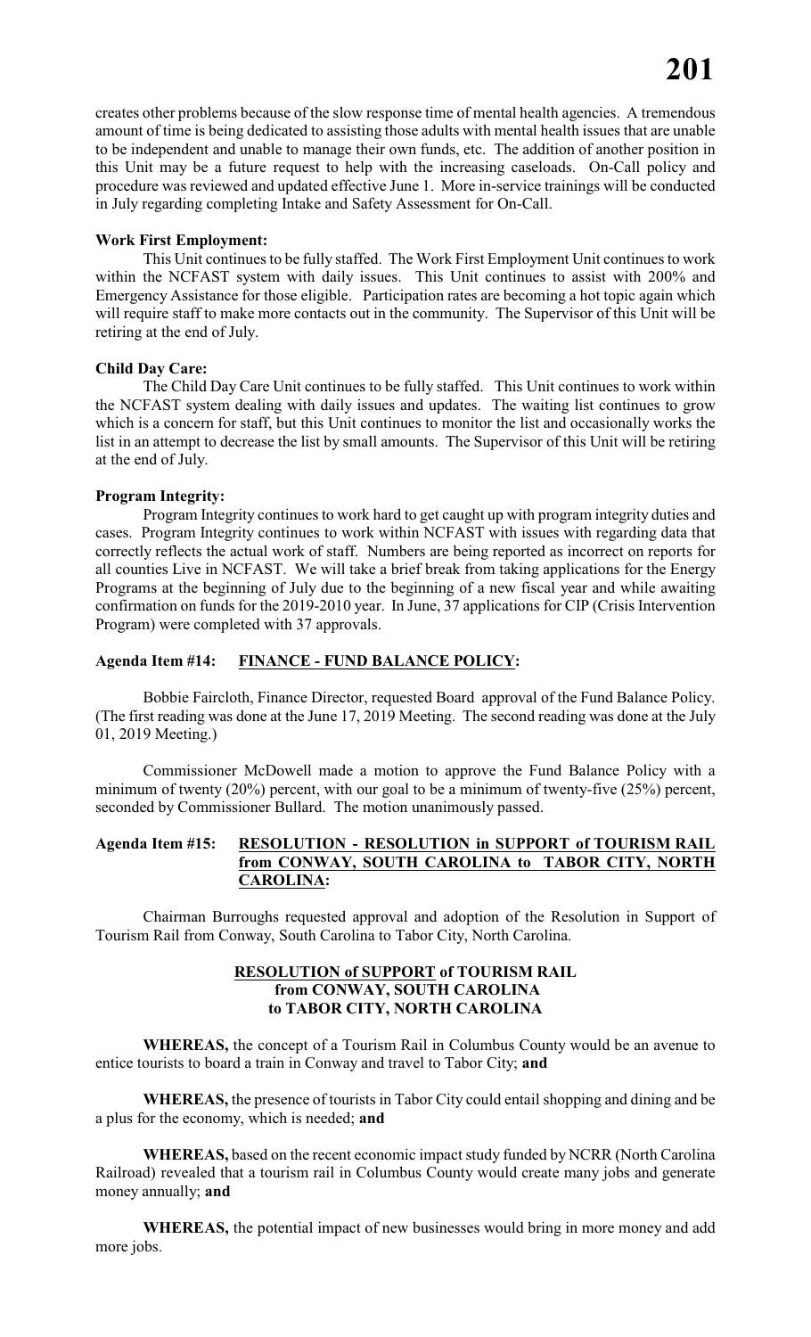creates other problems because of the slow response time of mental health agencies. A tremendous amount of time is being dedicated to assisting those adults with mental health issues that are unable to be independent and unable to manage their own funds, etc. The addition of another position in this Unit may be a future request to help with the increasing caseloads. On-Call policy and procedure was reviewed and updated effective June 1. More in-service trainings will be conducted in July regarding completing Intake and Safety Assessment for On-Call.

**Work First Employment:**

This Unit continues to be fully staffed. The Work First Employment Unit continues to work within the NCFAST system with daily issues. This Unit continues to assist with 200% and Emergency Assistance for those eligible. Participation rates are becoming a hot topic again which will require staff to make more contacts out in the community. The Supervisor of this Unit will be retiring at the end of July.

**Child Day Care:**

The Child Day Care Unit continues to be fully staffed. This Unit continues to work within the NCFAST system dealing with daily issues and updates. The waiting list continues to grow which is a concern for staff, but this Unit continues to monitor the list and occasionally works the list in an attempt to decrease the list by small amounts. The Supervisor of this Unit will be retiring at the end of July.

**Program Integrity:**

Program Integrity continues to work hard to get caught up with program integrity duties and cases. Program Integrity continues to work within NCFAST with issues with regarding data that correctly reflects the actual work of staff. Numbers are being reported as incorrect on reports for all counties Live in NCFAST. We will take a brief break from taking applications for the Energy Programs at the beginning of July due to the beginning of a new fiscal year and while awaiting confirmation on funds for the 2019-2010 year. In June, 37 applications for CIP (Crisis Intervention Program) were completed with 37 approvals.

**Agenda Item #14: FINANCE - FUND BALANCE POLICY:**

Bobbie Faircloth, Finance Director, requested Board approval of the Fund Balance Policy. (The first reading was done at the June 17, 2019 Meeting. The second reading was done at the July 01, 2019 Meeting.)

Commissioner McDowell made a motion to approve the Fund Balance Policy with a minimum of twenty (20%) percent, with our goal to be a minimum of twenty-five (25%) percent, seconded by Commissioner Bullard. The motion unanimously passed.

**Agenda Item #15: RESOLUTION - RESOLUTION in SUPPORT of TOURISM RAIL from CONWAY, SOUTH CAROLINA to TABOR CITY, NORTH CAROLINA:**

Chairman Burroughs requested approval and adoption of the Resolution in Support of Tourism Rail from Conway, South Carolina to Tabor City, North Carolina.

**RESOLUTION of SUPPORT of TOURISM RAIL**
**from CONWAY, SOUTH CAROLINA**
**to TABOR CITY, NORTH CAROLINA**

**WHEREAS,** the concept of a Tourism Rail in Columbus County would be an avenue to entice tourists to board a train in Conway and travel to Tabor City; **and**

**WHEREAS,** the presence of tourists in Tabor City could entail shopping and dining and be a plus for the economy, which is needed; **and**

**WHEREAS,** based on the recent economic impact study funded by NCRR (North Carolina Railroad) revealed that a tourism rail in Columbus County would create many jobs and generate money annually; **and**

**WHEREAS,** the potential impact of new businesses would bring in more money and add more jobs.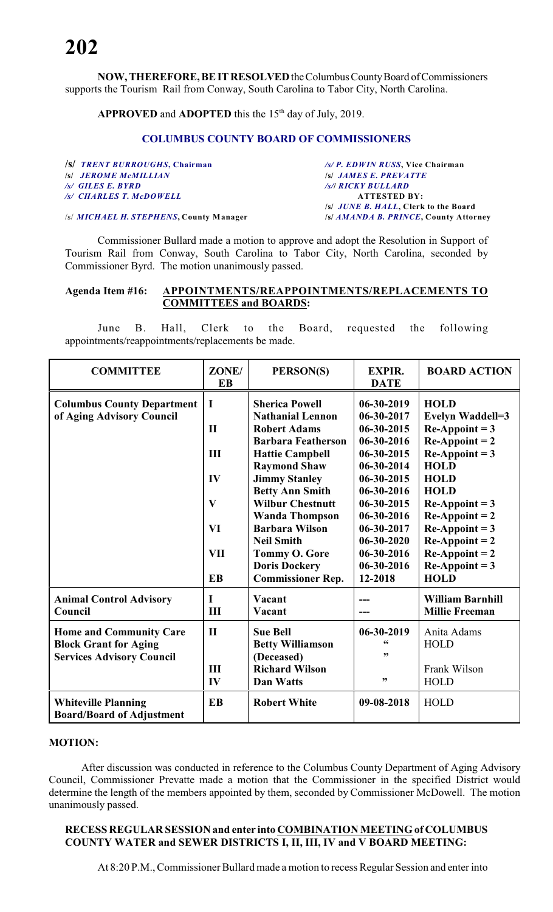**NOW, THEREFORE, BE IT RESOLVED** the Columbus County Board of Commissioners supports the Tourism Rail from Conway, South Carolina to Tabor City, North Carolina.

**APPROVED** and **ADOPTED** this the 15th day of July, 2019.

### COLUMBUS COUNTY BOARD OF COMMISSIONERS

| | |
|---|---|
| /s/ *TRENT BURROUGHS*, Chairman | /s/ *P. EDWIN RUSS*, Vice Chairman |
| /s/ *JEROME McMILLIAN* | /s/ *JAMES E. PREVATTE* |
| /s/ *GILES E. BYRD* | /s/ *RICKY BULLARD* |
| /s/ *CHARLES T. McDOWELL* | ATTESTED BY: |
| | /s/ *JUNE B. HALL*, Clerk to the Board |
| /s/ *MICHAEL H. STEPHENS*, County Manager | /s/ *AMANDA B. PRINCE*, County Attorney |

Commissioner Bullard made a motion to approve and adopt the Resolution in Support of Tourism Rail from Conway, South Carolina to Tabor City, North Carolina, seconded by Commissioner Byrd. The motion unanimously passed.

**Agenda Item #16: APPOINTMENTS/REAPPOINTMENTS/REPLACEMENTS TO COMMITTEES and BOARDS:**

June B. Hall, Clerk to the Board, requested the following appointments/reappointments/replacements be made.

| COMMITTEE | ZONE/ EB | PERSON(S) | EXPIR. DATE | BOARD ACTION |
|---|---|---|---|---|
| **Columbus County Department of Aging Advisory Council** | **I** | **Sherica Powell** | **06-30-2019** | **HOLD** |
| | | **Nathanial Lennon** | **06-30-2017** | **Evelyn Waddell=3** |
| | **II** | **Robert Adams** | **06-30-2015** | **Re-Appoint = 3** |
| | | **Barbara Featherson** | **06-30-2016** | **Re-Appoint = 2** |
| | **III** | **Hattie Campbell** | **06-30-2015** | **Re-Appoint = 3** |
| | | **Raymond Shaw** | **06-30-2014** | **HOLD** |
| | **IV** | **Jimmy Stanley** | **06-30-2015** | **HOLD** |
| | | **Betty Ann Smith** | **06-30-2016** | **HOLD** |
| | **V** | **Wilbur Chestnutt** | **06-30-2015** | **Re-Appoint = 3** |
| | | **Wanda Thompson** | **06-30-2016** | **Re-Appoint = 2** |
| | **VI** | **Barbara Wilson** | **06-30-2017** | **Re-Appoint = 3** |
| | | **Neil Smith** | **06-30-2020** | **Re-Appoint = 2** |
| | **VII** | **Tommy O. Gore** | **06-30-2016** | **Re-Appoint = 2** |
| | | **Doris Dockery** | **06-30-2016** | **Re-Appoint = 3** |
| | **EB** | **Commissioner Rep.** | **12-2018** | **HOLD** |
| **Animal Control Advisory Council** | **I** | **Vacant** | **---** | **William Barnhill** |
| | **III** | **Vacant** | **---** | **Millie Freeman** |
| **Home and Community Care Block Grant for Aging Services Advisory Council** | **II** | **Sue Bell** | **06-30-2019** | Anita Adams |
| | | **Betty Williamson** | " | HOLD |
| | | **(Deceased)** | " | |
| | **III** | **Richard Wilson** | | Frank Wilson |
| | **IV** | **Dan Watts** | " | HOLD |
| **Whiteville Planning Board/Board of Adjustment** | **EB** | **Robert White** | **09-08-2018** | HOLD |

**MOTION:**

After discussion was conducted in reference to the Columbus County Department of Aging Advisory Council, Commissioner Prevatte made a motion that the Commissioner in the specified District would determine the length of the members appointed by them, seconded by Commissioner McDowell. The motion unanimously passed.

**RECESS REGULAR SESSION and enter into COMBINATION MEETING of COLUMBUS COUNTY WATER and SEWER DISTRICTS I, II, III, IV and V BOARD MEETING:**

At 8:20 P.M., Commissioner Bullard made a motion to recess Regular Session and enter into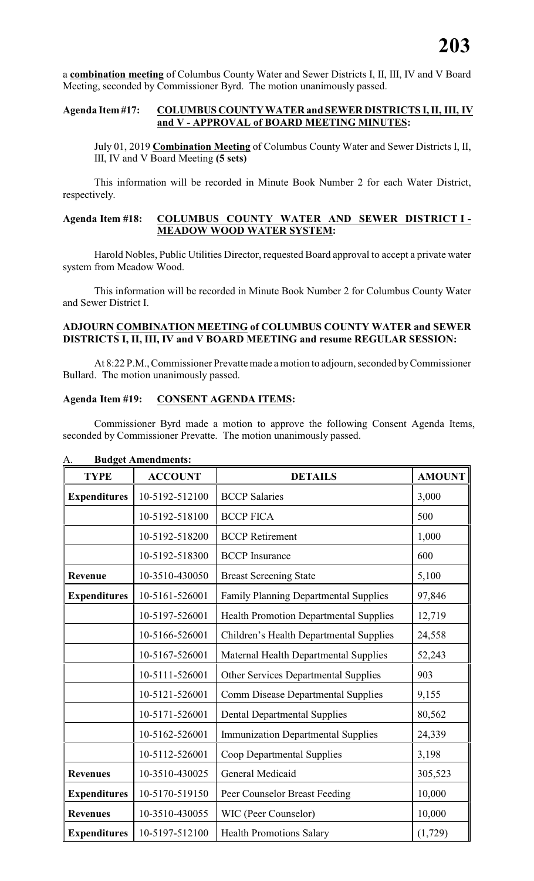a **combination meeting** of Columbus County Water and Sewer Districts I, II, III, IV and V Board Meeting, seconded by Commissioner Byrd. The motion unanimously passed.

**Agenda Item #17: COLUMBUS COUNTY WATER and SEWER DISTRICTS I, II, III, IV and V - APPROVAL of BOARD MEETING MINUTES:**

July 01, 2019 **Combination Meeting** of Columbus County Water and Sewer Districts I, II, III, IV and V Board Meeting **(5 sets)**

This information will be recorded in Minute Book Number 2 for each Water District, respectively.

**Agenda Item #18: COLUMBUS COUNTY WATER AND SEWER DISTRICT I - MEADOW WOOD WATER SYSTEM:**

Harold Nobles, Public Utilities Director, requested Board approval to accept a private water system from Meadow Wood.

This information will be recorded in Minute Book Number 2 for Columbus County Water and Sewer District I.

**ADJOURN COMBINATION MEETING of COLUMBUS COUNTY WATER and SEWER DISTRICTS I, II, III, IV and V BOARD MEETING and resume REGULAR SESSION:**

At 8:22 P.M., Commissioner Prevatte made a motion to adjourn, seconded by Commissioner Bullard. The motion unanimously passed.

**Agenda Item #19: CONSENT AGENDA ITEMS:**

Commissioner Byrd made a motion to approve the following Consent Agenda Items, seconded by Commissioner Prevatte. The motion unanimously passed.

A. **Budget Amendments:**

| TYPE | ACCOUNT | DETAILS | AMOUNT |
|---|---|---|---|
| **Expenditures** | 10-5192-512100 | BCCP Salaries | 3,000 |
| | 10-5192-518100 | BCCP FICA | 500 |
| | 10-5192-518200 | BCCP Retirement | 1,000 |
| | 10-5192-518300 | BCCP Insurance | 600 |
| **Revenue** | 10-3510-430050 | Breast Screening State | 5,100 |
| **Expenditures** | 10-5161-526001 | Family Planning Departmental Supplies | 97,846 |
| | 10-5197-526001 | Health Promotion Departmental Supplies | 12,719 |
| | 10-5166-526001 | Children's Health Departmental Supplies | 24,558 |
| | 10-5167-526001 | Maternal Health Departmental Supplies | 52,243 |
| | 10-5111-526001 | Other Services Departmental Supplies | 903 |
| | 10-5121-526001 | Comm Disease Departmental Supplies | 9,155 |
| | 10-5171-526001 | Dental Departmental Supplies | 80,562 |
| | 10-5162-526001 | Immunization Departmental Supplies | 24,339 |
| | 10-5112-526001 | Coop Departmental Supplies | 3,198 |
| **Revenues** | 10-3510-430025 | General Medicaid | 305,523 |
| **Expenditures** | 10-5170-519150 | Peer Counselor Breast Feeding | 10,000 |
| **Revenues** | 10-3510-430055 | WIC (Peer Counselor) | 10,000 |
| **Expenditures** | 10-5197-512100 | Health Promotions Salary | (1,729) |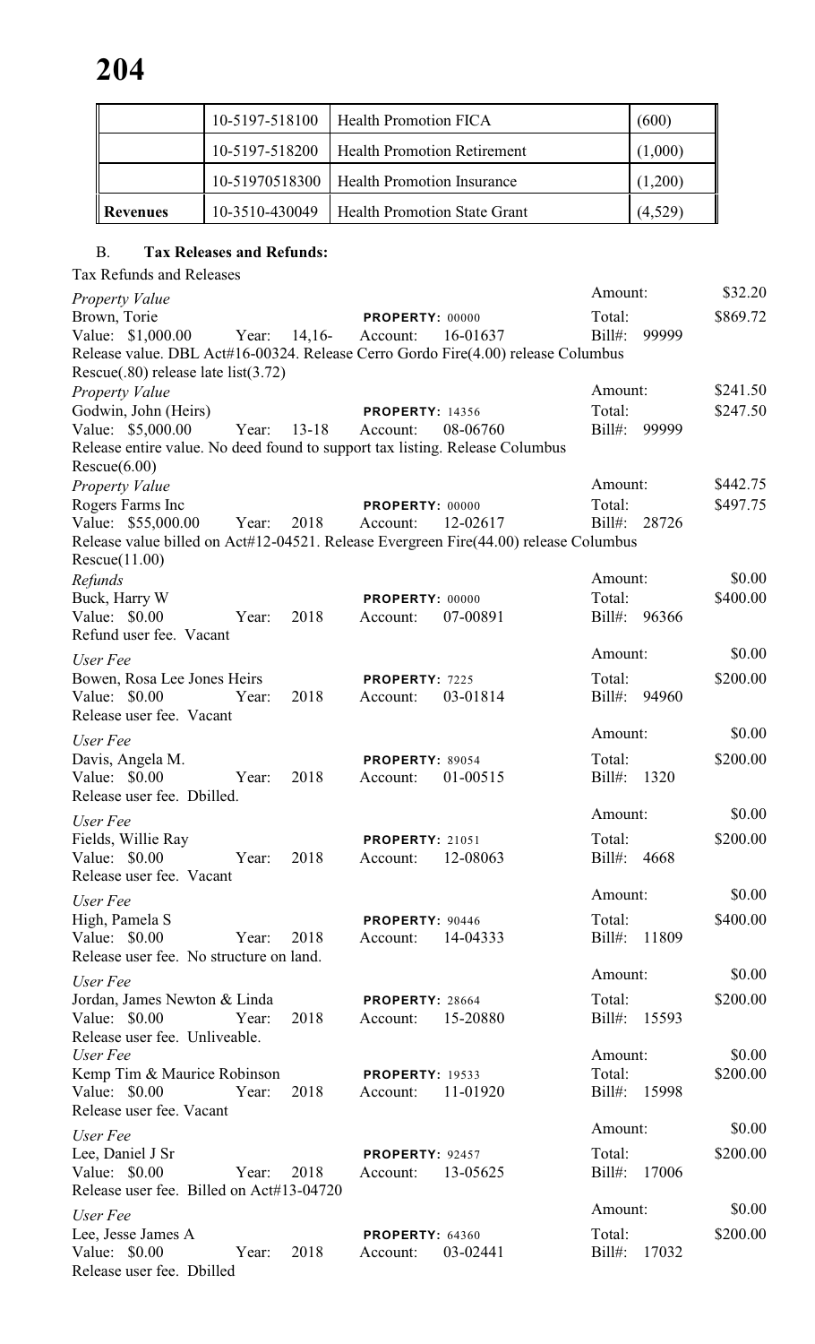|  | 10-5197-518100 | Health Promotion FICA | (600) |
|---|---|---|---|
|  | 10-5197-518200 | Health Promotion Retirement | (1,000) |
|  | 10-51970518300 | Health Promotion Insurance | (1,200) |
| **Revenues** | 10-3510-430049 | Health Promotion State Grant | (4,529) |

B. **Tax Releases and Refunds:**

Tax Refunds and Releases

*Property Value* Amount: $32.20
Brown, Torie PROPERTY: 00000 Total: $869.72
Value: $1,000.00 Year: 14,16- Account: 16-01637 Bill#: 99999
Release value. DBL Act#16-00324. Release Cerro Gordo Fire(4.00) release Columbus Rescue(.80) release late list(3.72)

*Property Value* Amount: $241.50
Godwin, John (Heirs) PROPERTY: 14356 Total: $247.50
Value: $5,000.00 Year: 13-18 Account: 08-06760 Bill#: 99999
Release entire value. No deed found to support tax listing. Release Columbus Rescue(6.00)

*Property Value* Amount: $442.75
Rogers Farms Inc PROPERTY: 00000 Total: $497.75
Value: $55,000.00 Year: 2018 Account: 12-02617 Bill#: 28726
Release value billed on Act#12-04521. Release Evergreen Fire(44.00) release Columbus Rescue(11.00)

*Refunds* Amount: $0.00
Buck, Harry W PROPERTY: 00000 Total: $400.00
Value: $0.00 Year: 2018 Account: 07-00891 Bill#: 96366
Refund user fee. Vacant

*User Fee* Amount: $0.00
Bowen, Rosa Lee Jones Heirs PROPERTY: 7225 Total: $200.00
Value: $0.00 Year: 2018 Account: 03-01814 Bill#: 94960
Release user fee. Vacant

*User Fee* Amount: $0.00
Davis, Angela M. PROPERTY: 89054 Total: $200.00
Value: $0.00 Year: 2018 Account: 01-00515 Bill#: 1320
Release user fee. Dbilled.

*User Fee* Amount: $0.00
Fields, Willie Ray PROPERTY: 21051 Total: $200.00
Value: $0.00 Year: 2018 Account: 12-08063 Bill#: 4668
Release user fee. Vacant

*User Fee* Amount: $0.00
High, Pamela S PROPERTY: 90446 Total: $400.00
Value: $0.00 Year: 2018 Account: 14-04333 Bill#: 11809
Release user fee. No structure on land.

*User Fee* Amount: $0.00
Jordan, James Newton & Linda PROPERTY: 28664 Total: $200.00
Value: $0.00 Year: 2018 Account: 15-20880 Bill#: 15593
Release user fee. Unliveable.

*User Fee* Amount: $0.00
Kemp Tim & Maurice Robinson PROPERTY: 19533 Total: $200.00
Value: $0.00 Year: 2018 Account: 11-01920 Bill#: 15998
Release user fee. Vacant

*User Fee* Amount: $0.00
Lee, Daniel J Sr PROPERTY: 92457 Total: $200.00
Value: $0.00 Year: 2018 Account: 13-05625 Bill#: 17006
Release user fee. Billed on Act#13-04720

*User Fee* Amount: $0.00
Lee, Jesse James A PROPERTY: 64360 Total: $200.00
Value: $0.00 Year: 2018 Account: 03-02441 Bill#: 17032
Release user fee. Dbilled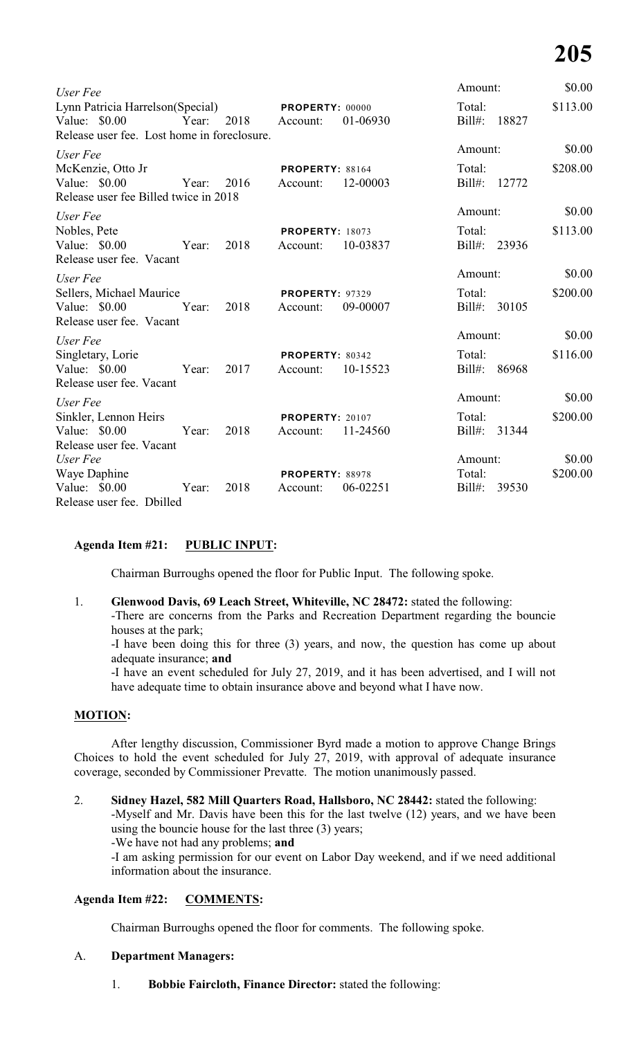| | | |
|---|---|---|
| *User Fee* | | Amount: $0.00 |
| Lynn Patricia Harrelson(Special) | **PROPERTY:** 00000 | Total: $113.00 |
| Value: $0.00 Year: 2018 | Account: 01-06930 | Bill#: 18827 |
| Release user fee. Lost home in foreclosure. | | |
| *User Fee* | | Amount: $0.00 |
| McKenzie, Otto Jr | **PROPERTY:** 88164 | Total: $208.00 |
| Value: $0.00 Year: 2016 | Account: 12-00003 | Bill#: 12772 |
| Release user fee Billed twice in 2018 | | |
| *User Fee* | | Amount: $0.00 |
| Nobles, Pete | **PROPERTY:** 18073 | Total: $113.00 |
| Value: $0.00 Year: 2018 | Account: 10-03837 | Bill#: 23936 |
| Release user fee. Vacant | | |
| *User Fee* | | Amount: $0.00 |
| Sellers, Michael Maurice | **PROPERTY:** 97329 | Total: $200.00 |
| Value: $0.00 Year: 2018 | Account: 09-00007 | Bill#: 30105 |
| Release user fee. Vacant | | |
| *User Fee* | | Amount: $0.00 |
| Singletary, Lorie | **PROPERTY:** 80342 | Total: $116.00 |
| Value: $0.00 Year: 2017 | Account: 10-15523 | Bill#: 86968 |
| Release user fee. Vacant | | |
| *User Fee* | | Amount: $0.00 |
| Sinkler, Lennon Heirs | **PROPERTY:** 20107 | Total: $200.00 |
| Value: $0.00 Year: 2018 | Account: 11-24560 | Bill#: 31344 |
| Release user fee. Vacant | | |
| *User Fee* | | Amount: $0.00 |
| Waye Daphine | **PROPERTY:** 88978 | Total: $200.00 |
| Value: $0.00 Year: 2018 | Account: 06-02251 | Bill#: 39530 |
| Release user fee. Dbilled | | |

**Agenda Item #21: PUBLIC INPUT:**

Chairman Burroughs opened the floor for Public Input. The following spoke.

1. **Glenwood Davis, 69 Leach Street, Whiteville, NC 28472:** stated the following:
   -There are concerns from the Parks and Recreation Department regarding the bouncie houses at the park;
   -I have been doing this for three (3) years, and now, the question has come up about adequate insurance; **and**
   -I have an event scheduled for July 27, 2019, and it has been advertised, and I will not have adequate time to obtain insurance above and beyond what I have now.

**MOTION:**

After lengthy discussion, Commissioner Byrd made a motion to approve Change Brings Choices to hold the event scheduled for July 27, 2019, with approval of adequate insurance coverage, seconded by Commissioner Prevatte. The motion unanimously passed.

2. **Sidney Hazel, 582 Mill Quarters Road, Hallsboro, NC 28442:** stated the following:
   -Myself and Mr. Davis have been this for the last twelve (12) years, and we have been using the bouncie house for the last three (3) years;
   -We have not had any problems; **and**
   -I am asking permission for our event on Labor Day weekend, and if we need additional information about the insurance.

**Agenda Item #22: COMMENTS:**

Chairman Burroughs opened the floor for comments. The following spoke.

A. **Department Managers:**

   1. **Bobbie Faircloth, Finance Director:** stated the following: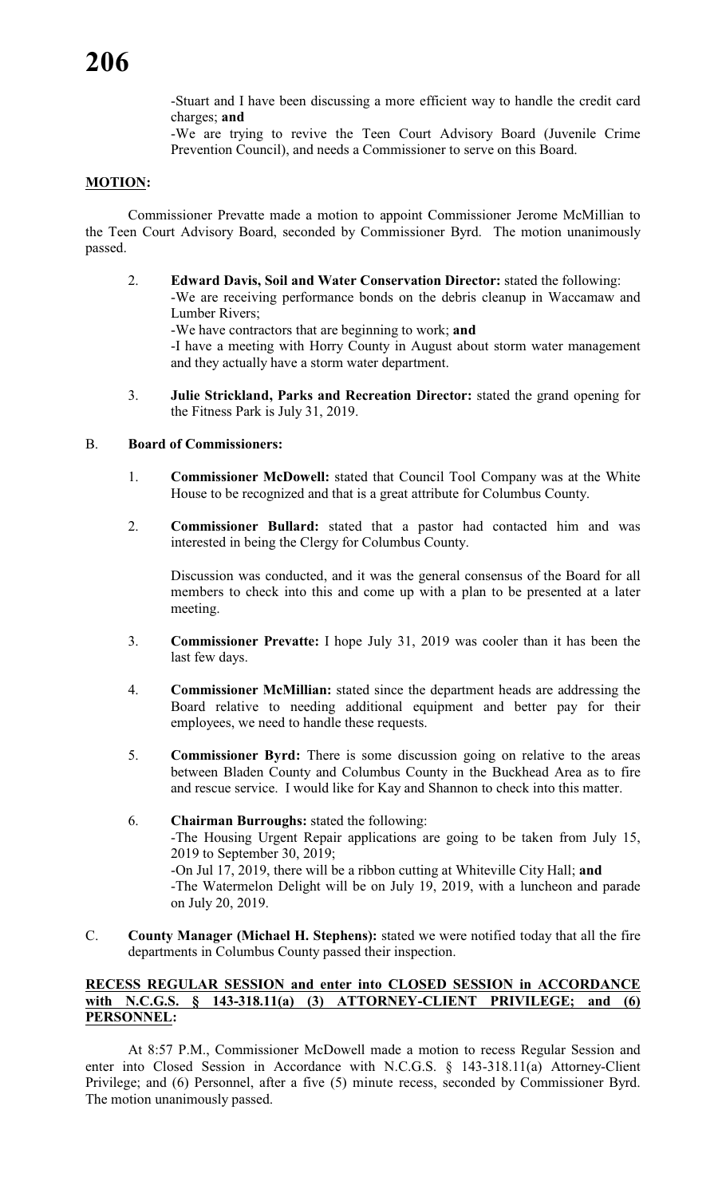-Stuart and I have been discussing a more efficient way to handle the credit card charges; **and**

-We are trying to revive the Teen Court Advisory Board (Juvenile Crime Prevention Council), and needs a Commissioner to serve on this Board.

**MOTION:**

Commissioner Prevatte made a motion to appoint Commissioner Jerome McMillian to the Teen Court Advisory Board, seconded by Commissioner Byrd. The motion unanimously passed.

2. **Edward Davis, Soil and Water Conservation Director:** stated the following:
   -We are receiving performance bonds on the debris cleanup in Waccamaw and Lumber Rivers;
   -We have contractors that are beginning to work; **and**
   -I have a meeting with Horry County in August about storm water management and they actually have a storm water department.

3. **Julie Strickland, Parks and Recreation Director:** stated the grand opening for the Fitness Park is July 31, 2019.

B. **Board of Commissioners:**

1. **Commissioner McDowell:** stated that Council Tool Company was at the White House to be recognized and that is a great attribute for Columbus County.

2. **Commissioner Bullard:** stated that a pastor had contacted him and was interested in being the Clergy for Columbus County.

   Discussion was conducted, and it was the general consensus of the Board for all members to check into this and come up with a plan to be presented at a later meeting.

3. **Commissioner Prevatte:** I hope July 31, 2019 was cooler than it has been the last few days.

4. **Commissioner McMillian:** stated since the department heads are addressing the Board relative to needing additional equipment and better pay for their employees, we need to handle these requests.

5. **Commissioner Byrd:** There is some discussion going on relative to the areas between Bladen County and Columbus County in the Buckhead Area as to fire and rescue service. I would like for Kay and Shannon to check into this matter.

6. **Chairman Burroughs:** stated the following:
   -The Housing Urgent Repair applications are going to be taken from July 15, 2019 to September 30, 2019;
   -On Jul 17, 2019, there will be a ribbon cutting at Whiteville City Hall; **and**
   -The Watermelon Delight will be on July 19, 2019, with a luncheon and parade on July 20, 2019.

C. **County Manager (Michael H. Stephens):** stated we were notified today that all the fire departments in Columbus County passed their inspection.

**RECESS REGULAR SESSION and enter into CLOSED SESSION in ACCORDANCE with N.C.G.S. § 143-318.11(a) (3) ATTORNEY-CLIENT PRIVILEGE; and (6) PERSONNEL:**

At 8:57 P.M., Commissioner McDowell made a motion to recess Regular Session and enter into Closed Session in Accordance with N.C.G.S. § 143-318.11(a) Attorney-Client Privilege; and (6) Personnel, after a five (5) minute recess, seconded by Commissioner Byrd. The motion unanimously passed.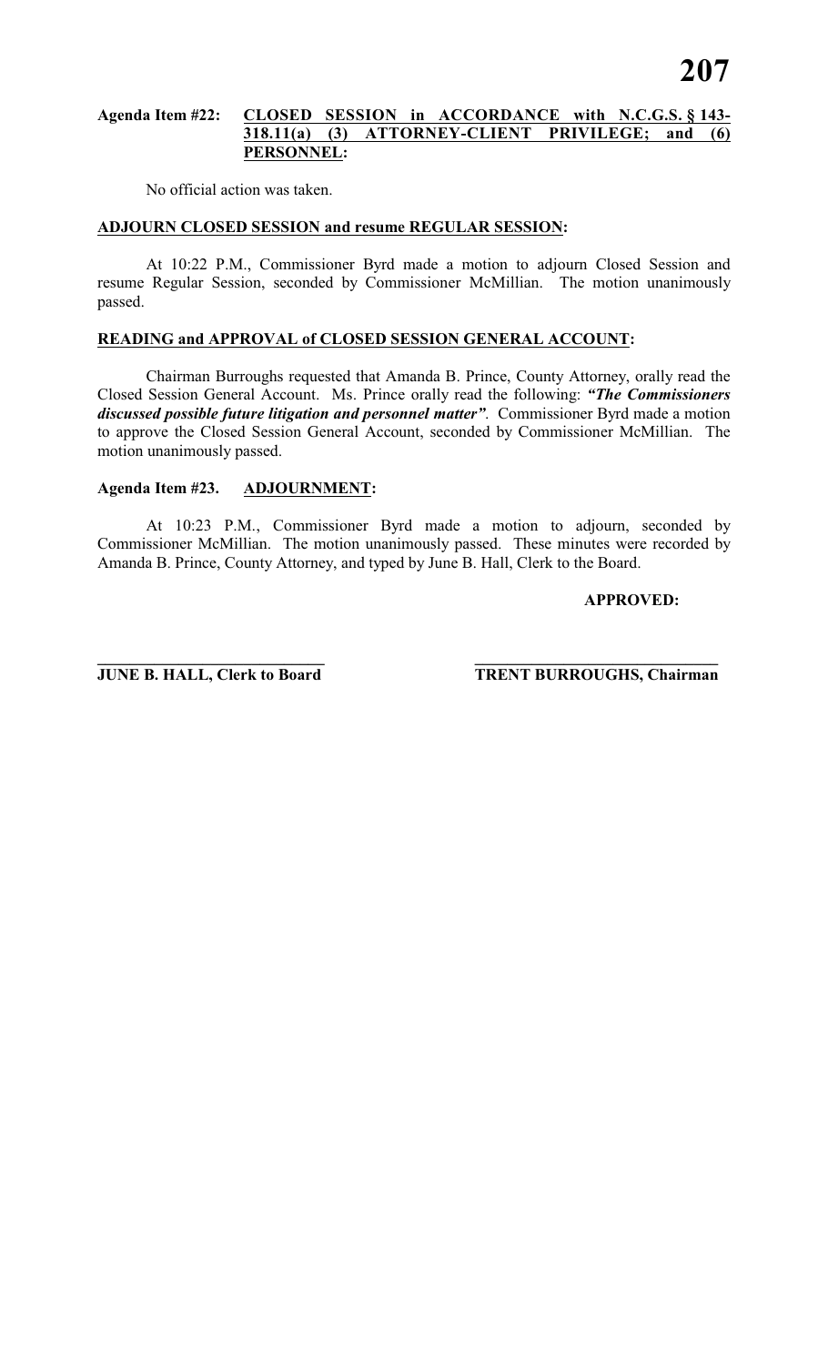**Agenda Item #22: <u>CLOSED SESSION in ACCORDANCE with N.C.G.S. § 143-318.11(a) (3) ATTORNEY-CLIENT PRIVILEGE; and (6) PERSONNEL</u>:**

No official action was taken.

**<u>ADJOURN CLOSED SESSION and resume REGULAR SESSION</u>:**

At 10:22 P.M., Commissioner Byrd made a motion to adjourn Closed Session and resume Regular Session, seconded by Commissioner McMillian. The motion unanimously passed.

**<u>READING and APPROVAL of CLOSED SESSION GENERAL ACCOUNT</u>:**

Chairman Burroughs requested that Amanda B. Prince, County Attorney, orally read the Closed Session General Account. Ms. Prince orally read the following: ***"The Commissioners discussed possible future litigation and personnel matter"***. Commissioner Byrd made a motion to approve the Closed Session General Account, seconded by Commissioner McMillian. The motion unanimously passed.

**Agenda Item #23. <u>ADJOURNMENT</u>:**

At 10:23 P.M., Commissioner Byrd made a motion to adjourn, seconded by Commissioner McMillian. The motion unanimously passed. These minutes were recorded by Amanda B. Prince, County Attorney, and typed by June B. Hall, Clerk to the Board.

**APPROVED:**

**\_\_\_\_\_\_\_\_\_\_\_\_\_\_\_\_\_\_\_\_\_\_\_\_\_\_\_\_**
**JUNE B. HALL, Clerk to Board**

**\_\_\_\_\_\_\_\_\_\_\_\_\_\_\_\_\_\_\_\_\_\_\_\_\_\_\_\_\_\_**
**TRENT BURROUGHS, Chairman**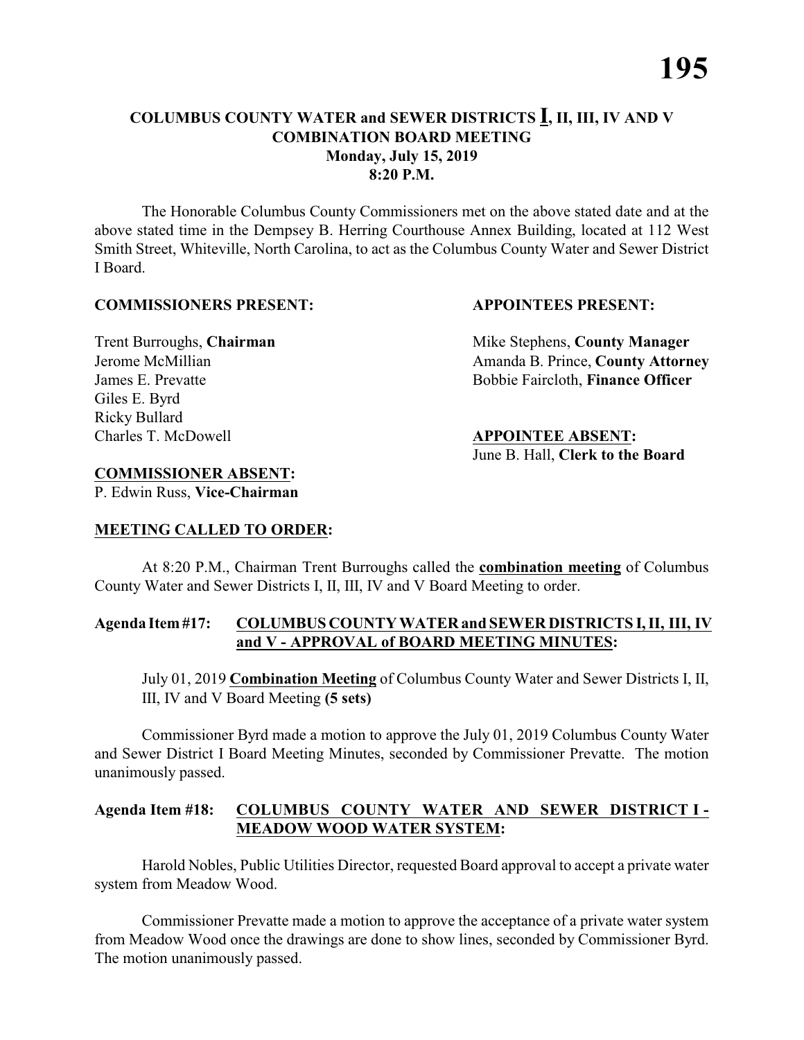# COLUMBUS COUNTY WATER and SEWER DISTRICTS I, II, III, IV AND V
## COMBINATION BOARD MEETING
### Monday, July 15, 2019
### 8:20 P.M.

The Honorable Columbus County Commissioners met on the above stated date and at the above stated time in the Dempsey B. Herring Courthouse Annex Building, located at 112 West Smith Street, Whiteville, North Carolina, to act as the Columbus County Water and Sewer District I Board.

**COMMISSIONERS PRESENT:**

Trent Burroughs, **Chairman**
Jerome McMillian
James E. Prevatte
Giles E. Byrd
Ricky Bullard
Charles T. McDowell

**APPOINTEES PRESENT:**

Mike Stephens, **County Manager**
Amanda B. Prince, **County Attorney**
Bobbie Faircloth, **Finance Officer**

**APPOINTEE ABSENT:**
June B. Hall, **Clerk to the Board**

**COMMISSIONER ABSENT:**
P. Edwin Russ, **Vice-Chairman**

**MEETING CALLED TO ORDER:**

At 8:20 P.M., Chairman Trent Burroughs called the **combination meeting** of Columbus County Water and Sewer Districts I, II, III, IV and V Board Meeting to order.

**Agenda Item #17: COLUMBUS COUNTY WATER and SEWER DISTRICTS I, II, III, IV and V - APPROVAL of BOARD MEETING MINUTES:**

July 01, 2019 **Combination Meeting** of Columbus County Water and Sewer Districts I, II, III, IV and V Board Meeting **(5 sets)**

Commissioner Byrd made a motion to approve the July 01, 2019 Columbus County Water and Sewer District I Board Meeting Minutes, seconded by Commissioner Prevatte. The motion unanimously passed.

**Agenda Item #18: COLUMBUS COUNTY WATER AND SEWER DISTRICT I - MEADOW WOOD WATER SYSTEM:**

Harold Nobles, Public Utilities Director, requested Board approval to accept a private water system from Meadow Wood.

Commissioner Prevatte made a motion to approve the acceptance of a private water system from Meadow Wood once the drawings are done to show lines, seconded by Commissioner Byrd. The motion unanimously passed.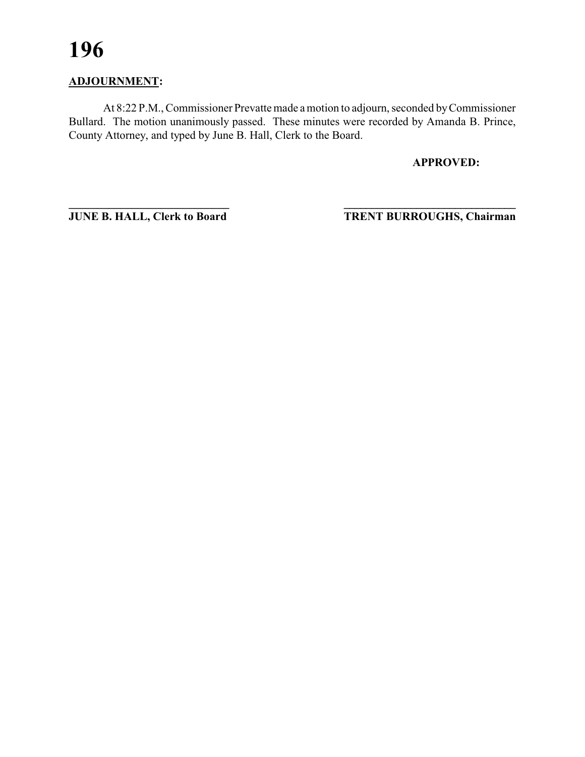**ADJOURNMENT:**

At 8:22 P.M., Commissioner Prevatte made a motion to adjourn, seconded by Commissioner Bullard. The motion unanimously passed. These minutes were recorded by Amanda B. Prince, County Attorney, and typed by June B. Hall, Clerk to the Board.

**APPROVED:**

| ______________________________ | ______________________________ |
| --- | --- |
| **JUNE B. HALL, Clerk to Board** | **TRENT BURROUGHS, Chairman** |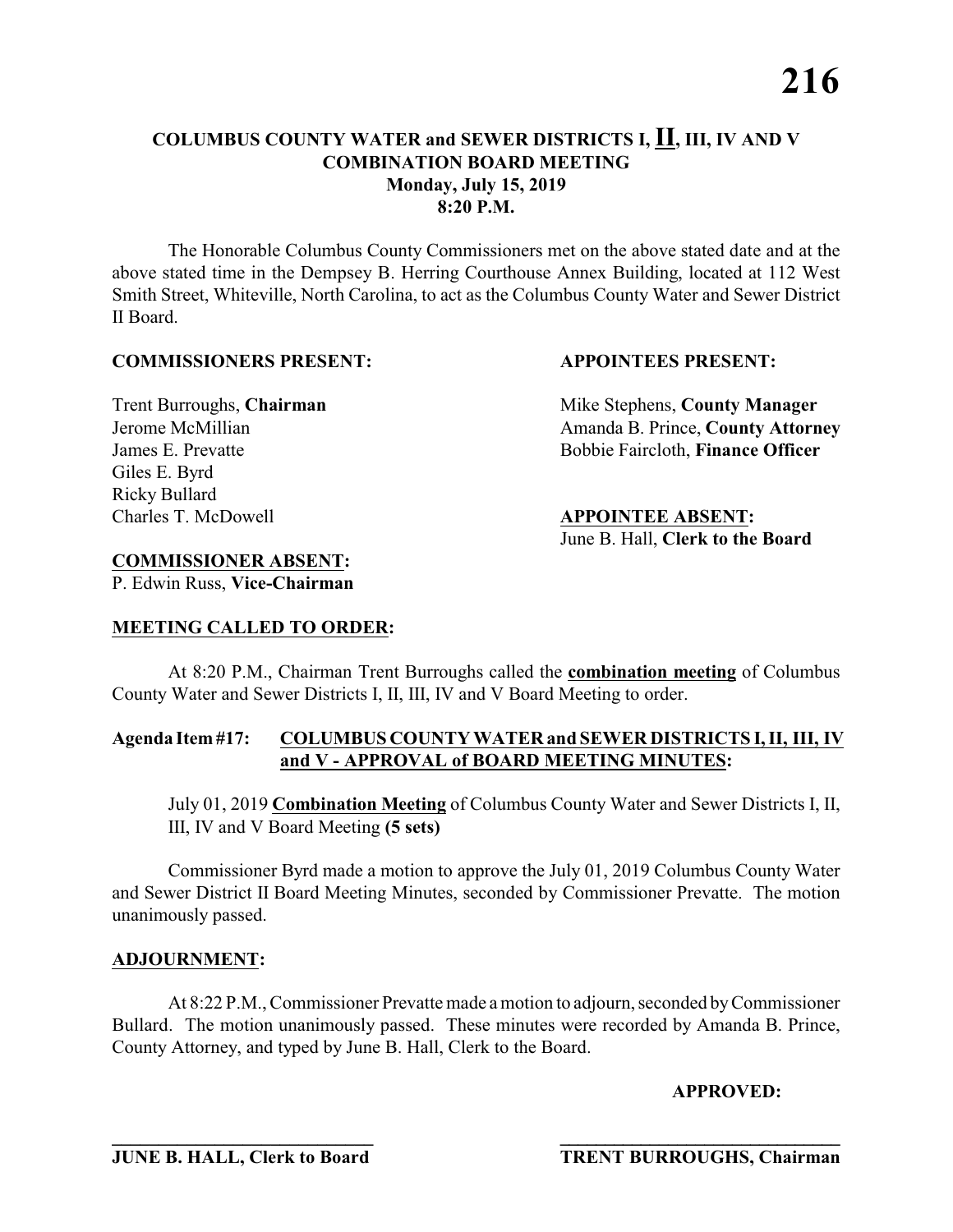# COLUMBUS COUNTY WATER and SEWER DISTRICTS I, **II**, III, IV AND V
## COMBINATION BOARD MEETING
### Monday, July 15, 2019
### 8:20 P.M.

The Honorable Columbus County Commissioners met on the above stated date and at the above stated time in the Dempsey B. Herring Courthouse Annex Building, located at 112 West Smith Street, Whiteville, North Carolina, to act as the Columbus County Water and Sewer District II Board.

**COMMISSIONERS PRESENT:**

Trent Burroughs, **Chairman**
Jerome McMillian
James E. Prevatte
Giles E. Byrd
Ricky Bullard
Charles T. McDowell

**APPOINTEES PRESENT:**

Mike Stephens, **County Manager**
Amanda B. Prince, **County Attorney**
Bobbie Faircloth, **Finance Officer**

**APPOINTEE ABSENT:**
June B. Hall, **Clerk to the Board**

**COMMISSIONER ABSENT:**
P. Edwin Russ, **Vice-Chairman**

**MEETING CALLED TO ORDER:**

At 8:20 P.M., Chairman Trent Burroughs called the **combination meeting** of Columbus County Water and Sewer Districts I, II, III, IV and V Board Meeting to order.

**Agenda Item #17: COLUMBUS COUNTY WATER and SEWER DISTRICTS I, II, III, IV and V - APPROVAL of BOARD MEETING MINUTES:**

July 01, 2019 **Combination Meeting** of Columbus County Water and Sewer Districts I, II, III, IV and V Board Meeting **(5 sets)**

Commissioner Byrd made a motion to approve the July 01, 2019 Columbus County Water and Sewer District II Board Meeting Minutes, seconded by Commissioner Prevatte. The motion unanimously passed.

**ADJOURNMENT:**

At 8:22 P.M., Commissioner Prevatte made a motion to adjourn, seconded by Commissioner Bullard. The motion unanimously passed. These minutes were recorded by Amanda B. Prince, County Attorney, and typed by June B. Hall, Clerk to the Board.

**APPROVED:**

\_\_\_\_\_\_\_\_\_\_\_\_\_\_\_\_\_\_\_\_\_\_\_\_\_\_\_\_\_\_
**JUNE B. HALL, Clerk to Board**

\_\_\_\_\_\_\_\_\_\_\_\_\_\_\_\_\_\_\_\_\_\_\_\_\_\_\_\_\_\_
**TRENT BURROUGHS, Chairman**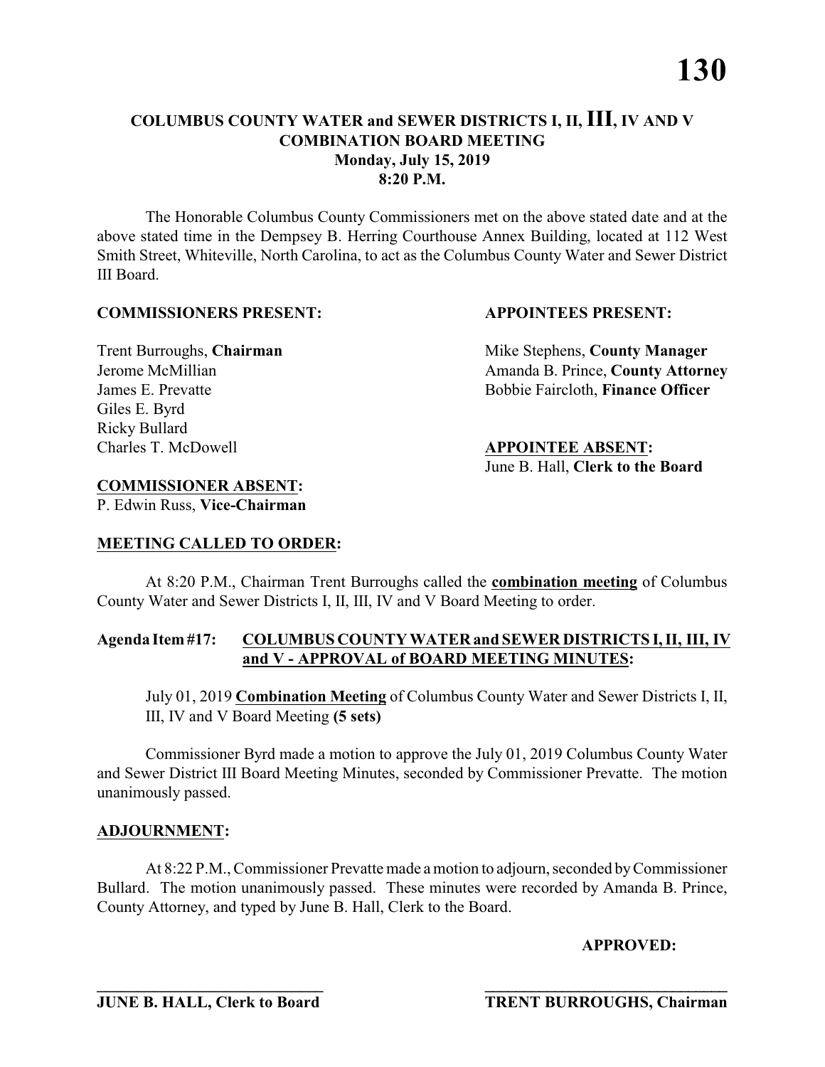# COLUMBUS COUNTY WATER and SEWER DISTRICTS I, II, III, IV AND V COMBINATION BOARD MEETING

**Monday, July 15, 2019**
**8:20 P.M.**

The Honorable Columbus County Commissioners met on the above stated date and at the above stated time in the Dempsey B. Herring Courthouse Annex Building, located at 112 West Smith Street, Whiteville, North Carolina, to act as the Columbus County Water and Sewer District III Board.

**COMMISSIONERS PRESENT:**

Trent Burroughs, **Chairman**
Jerome McMillian
James E. Prevatte
Giles E. Byrd
Ricky Bullard
Charles T. McDowell

**APPOINTEES PRESENT:**

Mike Stephens, **County Manager**
Amanda B. Prince, **County Attorney**
Bobbie Faircloth, **Finance Officer**

**APPOINTEE ABSENT:**
June B. Hall, **Clerk to the Board**

**COMMISSIONER ABSENT:**
P. Edwin Russ, **Vice-Chairman**

**MEETING CALLED TO ORDER:**

At 8:20 P.M., Chairman Trent Burroughs called the **combination meeting** of Columbus County Water and Sewer Districts I, II, III, IV and V Board Meeting to order.

**Agenda Item #17: COLUMBUS COUNTY WATER and SEWER DISTRICTS I, II, III, IV and V - APPROVAL of BOARD MEETING MINUTES:**

July 01, 2019 **Combination Meeting** of Columbus County Water and Sewer Districts I, II, III, IV and V Board Meeting **(5 sets)**

Commissioner Byrd made a motion to approve the July 01, 2019 Columbus County Water and Sewer District III Board Meeting Minutes, seconded by Commissioner Prevatte. The motion unanimously passed.

**ADJOURNMENT:**

At 8:22 P.M., Commissioner Prevatte made a motion to adjourn, seconded by Commissioner Bullard. The motion unanimously passed. These minutes were recorded by Amanda B. Prince, County Attorney, and typed by June B. Hall, Clerk to the Board.

**APPROVED:**

\_\_\_\_\_\_\_\_\_\_\_\_\_\_\_\_\_\_\_\_\_\_\_\_\_\_\_\_\_\_
**JUNE B. HALL, Clerk to Board**

\_\_\_\_\_\_\_\_\_\_\_\_\_\_\_\_\_\_\_\_\_\_\_\_\_\_\_\_\_\_
**TRENT BURROUGHS, Chairman**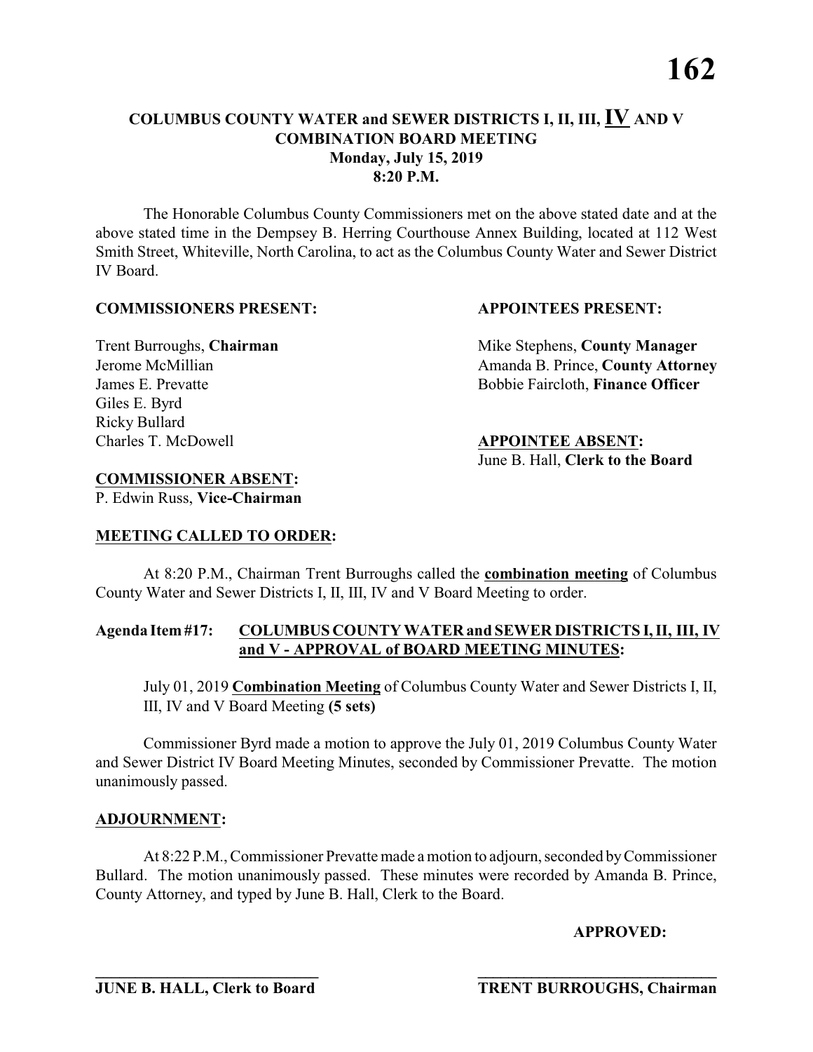# COLUMBUS COUNTY WATER and SEWER DISTRICTS I, II, III, IV AND V COMBINATION BOARD MEETING
## Monday, July 15, 2019
## 8:20 P.M.

The Honorable Columbus County Commissioners met on the above stated date and at the above stated time in the Dempsey B. Herring Courthouse Annex Building, located at 112 West Smith Street, Whiteville, North Carolina, to act as the Columbus County Water and Sewer District IV Board.

**COMMISSIONERS PRESENT:**

Trent Burroughs, **Chairman**
Jerome McMillian
James E. Prevatte
Giles E. Byrd
Ricky Bullard
Charles T. McDowell

**APPOINTEES PRESENT:**

Mike Stephens, **County Manager**
Amanda B. Prince, **County Attorney**
Bobbie Faircloth, **Finance Officer**

**APPOINTEE ABSENT:**
June B. Hall, **Clerk to the Board**

**COMMISSIONER ABSENT:**
P. Edwin Russ, **Vice-Chairman**

**MEETING CALLED TO ORDER:**

At 8:20 P.M., Chairman Trent Burroughs called the **combination meeting** of Columbus County Water and Sewer Districts I, II, III, IV and V Board Meeting to order.

**Agenda Item #17: COLUMBUS COUNTY WATER and SEWER DISTRICTS I, II, III, IV and V - APPROVAL of BOARD MEETING MINUTES:**

July 01, 2019 **Combination Meeting** of Columbus County Water and Sewer Districts I, II, III, IV and V Board Meeting **(5 sets)**

Commissioner Byrd made a motion to approve the July 01, 2019 Columbus County Water and Sewer District IV Board Meeting Minutes, seconded by Commissioner Prevatte. The motion unanimously passed.

**ADJOURNMENT:**

At 8:22 P.M., Commissioner Prevatte made a motion to adjourn, seconded by Commissioner Bullard. The motion unanimously passed. These minutes were recorded by Amanda B. Prince, County Attorney, and typed by June B. Hall, Clerk to the Board.

**APPROVED:**

\_\_\_\_\_\_\_\_\_\_\_\_\_\_\_\_\_\_\_\_\_\_\_\_\_\_\_\_
**JUNE B. HALL, Clerk to Board**

\_\_\_\_\_\_\_\_\_\_\_\_\_\_\_\_\_\_\_\_\_\_\_\_\_\_\_\_
**TRENT BURROUGHS, Chairman**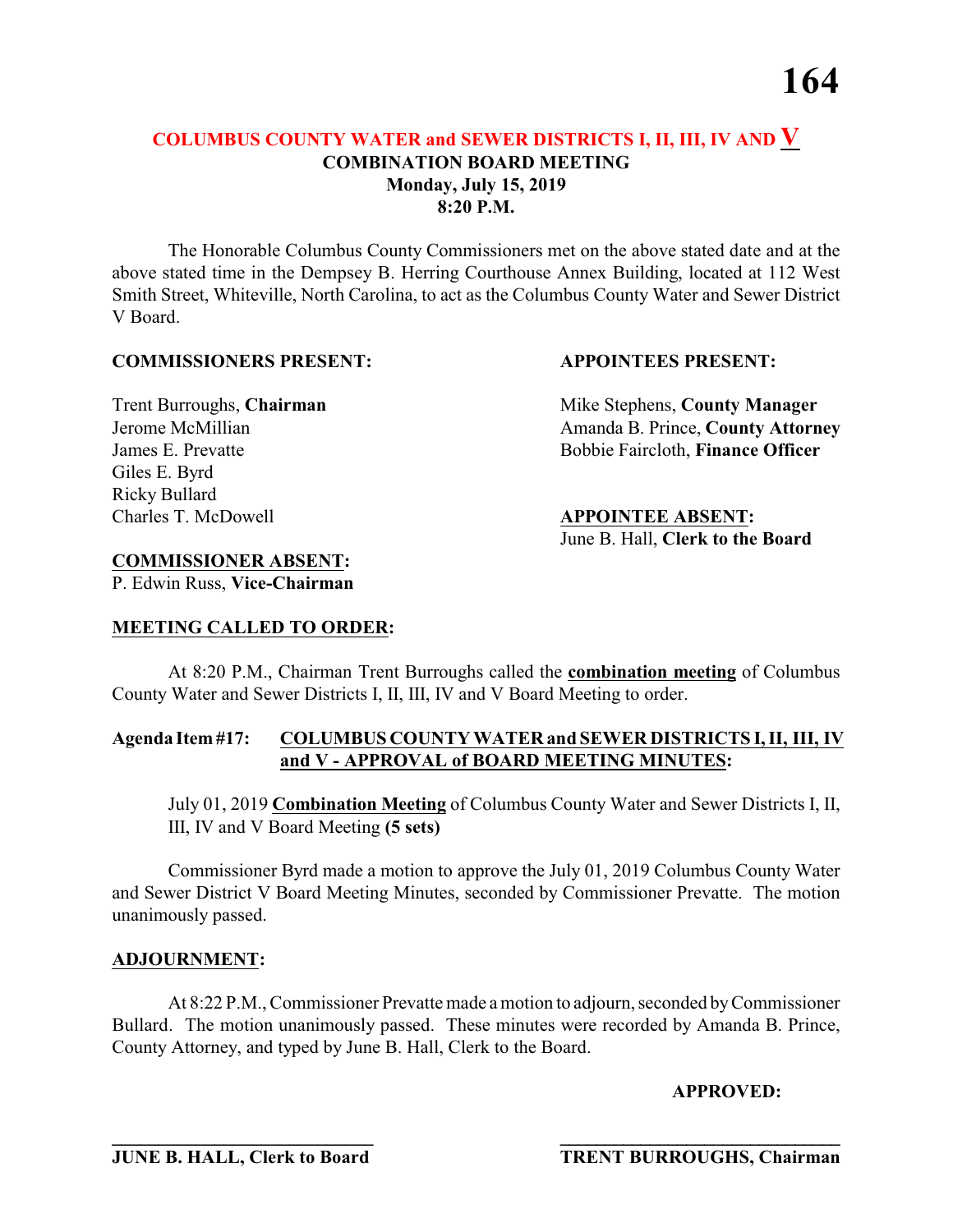# COLUMBUS COUNTY WATER and SEWER DISTRICTS I, II, III, IV AND V
## COMBINATION BOARD MEETING
## Monday, July 15, 2019
## 8:20 P.M.

The Honorable Columbus County Commissioners met on the above stated date and at the above stated time in the Dempsey B. Herring Courthouse Annex Building, located at 112 West Smith Street, Whiteville, North Carolina, to act as the Columbus County Water and Sewer District V Board.

**COMMISSIONERS PRESENT:**

Trent Burroughs, **Chairman**
Jerome McMillian
James E. Prevatte
Giles E. Byrd
Ricky Bullard
Charles T. McDowell

**COMMISSIONER ABSENT:**
P. Edwin Russ, **Vice-Chairman**

**APPOINTEES PRESENT:**

Mike Stephens, **County Manager**
Amanda B. Prince, **County Attorney**
Bobbie Faircloth, **Finance Officer**

**APPOINTEE ABSENT:**
June B. Hall, **Clerk to the Board**

**MEETING CALLED TO ORDER:**

At 8:20 P.M., Chairman Trent Burroughs called the **combination meeting** of Columbus County Water and Sewer Districts I, II, III, IV and V Board Meeting to order.

**Agenda Item #17: COLUMBUS COUNTY WATER and SEWER DISTRICTS I, II, III, IV and V - APPROVAL of BOARD MEETING MINUTES:**

July 01, 2019 **Combination Meeting** of Columbus County Water and Sewer Districts I, II, III, IV and V Board Meeting **(5 sets)**

Commissioner Byrd made a motion to approve the July 01, 2019 Columbus County Water and Sewer District V Board Meeting Minutes, seconded by Commissioner Prevatte. The motion unanimously passed.

**ADJOURNMENT:**

At 8:22 P.M., Commissioner Prevatte made a motion to adjourn, seconded by Commissioner Bullard. The motion unanimously passed. These minutes were recorded by Amanda B. Prince, County Attorney, and typed by June B. Hall, Clerk to the Board.

**APPROVED:**

\_\_\_\_\_\_\_\_\_\_\_\_\_\_\_\_\_\_\_\_\_\_\_\_\_\_\_\_
**JUNE B. HALL, Clerk to Board**

\_\_\_\_\_\_\_\_\_\_\_\_\_\_\_\_\_\_\_\_\_\_\_\_\_\_\_\_
**TRENT BURROUGHS, Chairman**